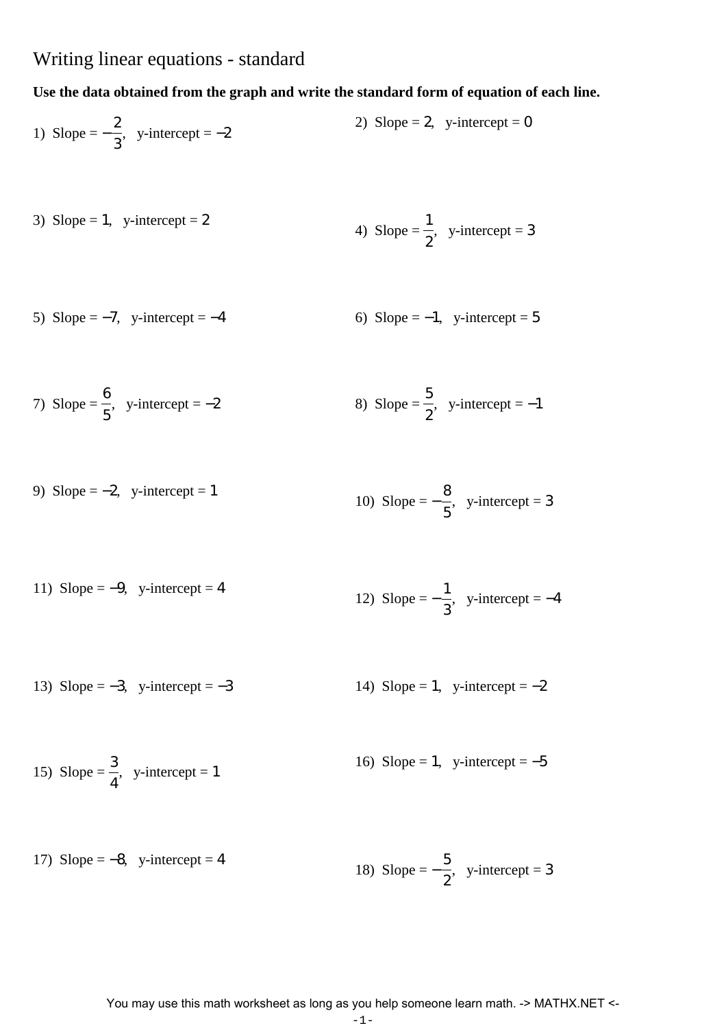# Writing linear equations - standard

**Use the data obtained from the graph and write the standard form of equation of each line.**

1) Slope = $-\frac{2}{3}$, y-intercept = $-2$

2) Slope = $2$, y-intercept = $0$

3) Slope = $1$, y-intercept = $2$

4) Slope = $\frac{1}{2}$, y-intercept = $3$

5) Slope = $-7$, y-intercept = $-4$

6) Slope = $-1$, y-intercept = $5$

7) Slope = $\frac{6}{5}$, y-intercept = $-2$

8) Slope = $\frac{5}{2}$, y-intercept = $-1$

9) Slope = $-2$, y-intercept = $1$

10) Slope = $-\frac{8}{5}$, y-intercept = $3$

11) Slope = $-9$, y-intercept = $4$

12) Slope = $-\frac{1}{3}$, y-intercept = $-4$

13) Slope = $-3$, y-intercept = $-3$

14) Slope = $1$, y-intercept = $-2$

15) Slope = $\frac{3}{4}$, y-intercept = $1$

16) Slope = $1$, y-intercept = $-5$

17) Slope = $-8$, y-intercept = $4$

18) Slope = $-\frac{5}{2}$, y-intercept = $3$

You may use this math worksheet as long as you help someone learn math. -> MATHX.NET <-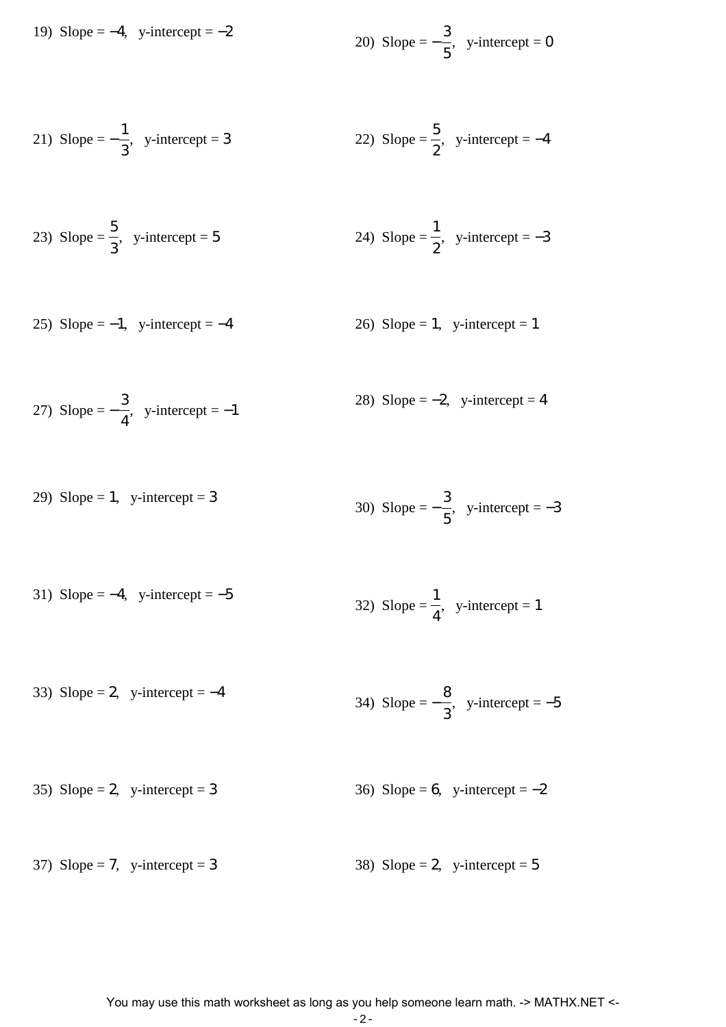19) Slope = $-4$, y-intercept = $-2$

20) Slope = $-\frac{3}{5}$, y-intercept = $0$

21) Slope = $-\frac{1}{3}$, y-intercept = $3$

22) Slope = $\frac{5}{2}$, y-intercept = $-4$

23) Slope = $\frac{5}{3}$, y-intercept = $5$

24) Slope = $\frac{1}{2}$, y-intercept = $-3$

25) Slope = $-1$, y-intercept = $-4$

26) Slope = $1$, y-intercept = $1$

27) Slope = $-\frac{3}{4}$, y-intercept = $-1$

28) Slope = $-2$, y-intercept = $4$

29) Slope = $1$, y-intercept = $3$

30) Slope = $-\frac{3}{5}$, y-intercept = $-3$

31) Slope = $-4$, y-intercept = $-5$

32) Slope = $\frac{1}{4}$, y-intercept = $1$

33) Slope = $2$, y-intercept = $-4$

34) Slope = $-\frac{8}{3}$, y-intercept = $-5$

35) Slope = $2$, y-intercept = $3$

36) Slope = $6$, y-intercept = $-2$

37) Slope = $7$, y-intercept = $3$

38) Slope = $2$, y-intercept = $5$

You may use this math worksheet as long as you help someone learn math. -> MATHX.NET <-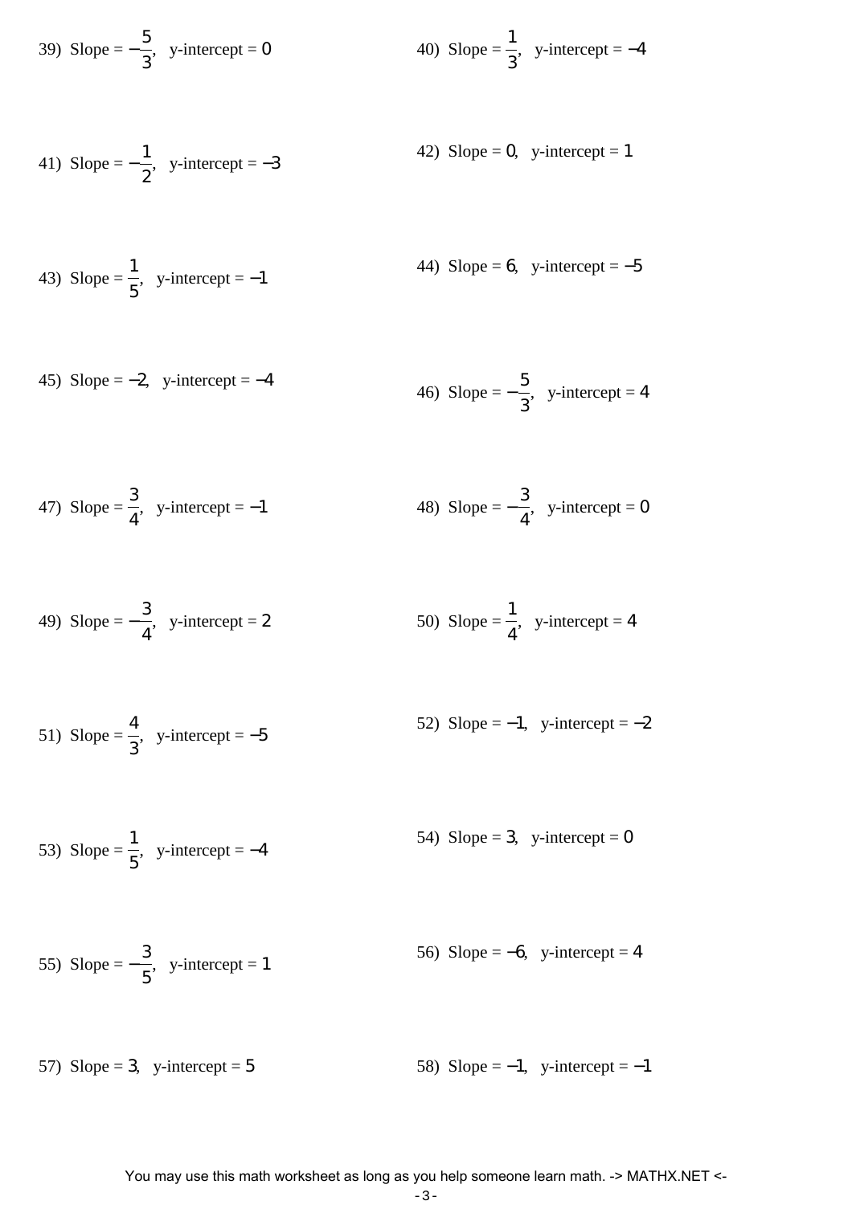39) Slope = $-\frac{5}{3}$, y-intercept = $0$

40) Slope = $\frac{1}{3}$, y-intercept = $-4$

41) Slope = $-\frac{1}{2}$, y-intercept = $-3$

42) Slope = $0$, y-intercept = $1$

43) Slope = $\frac{1}{5}$, y-intercept = $-1$

44) Slope = $6$, y-intercept = $-5$

45) Slope = $-2$, y-intercept = $-4$

46) Slope = $-\frac{5}{3}$, y-intercept = $4$

47) Slope = $\frac{3}{4}$, y-intercept = $-1$

48) Slope = $-\frac{3}{4}$, y-intercept = $0$

49) Slope = $-\frac{3}{4}$, y-intercept = $2$

50) Slope = $\frac{1}{4}$, y-intercept = $4$

51) Slope = $\frac{4}{3}$, y-intercept = $-5$

52) Slope = $-1$, y-intercept = $-2$

53) Slope = $\frac{1}{5}$, y-intercept = $-4$

54) Slope = $3$, y-intercept = $0$

55) Slope = $-\frac{3}{5}$, y-intercept = $1$

56) Slope = $-6$, y-intercept = $4$

57) Slope = $3$, y-intercept = $5$

58) Slope = $-1$, y-intercept = $-1$

You may use this math worksheet as long as you help someone learn math. -> MATHX.NET <-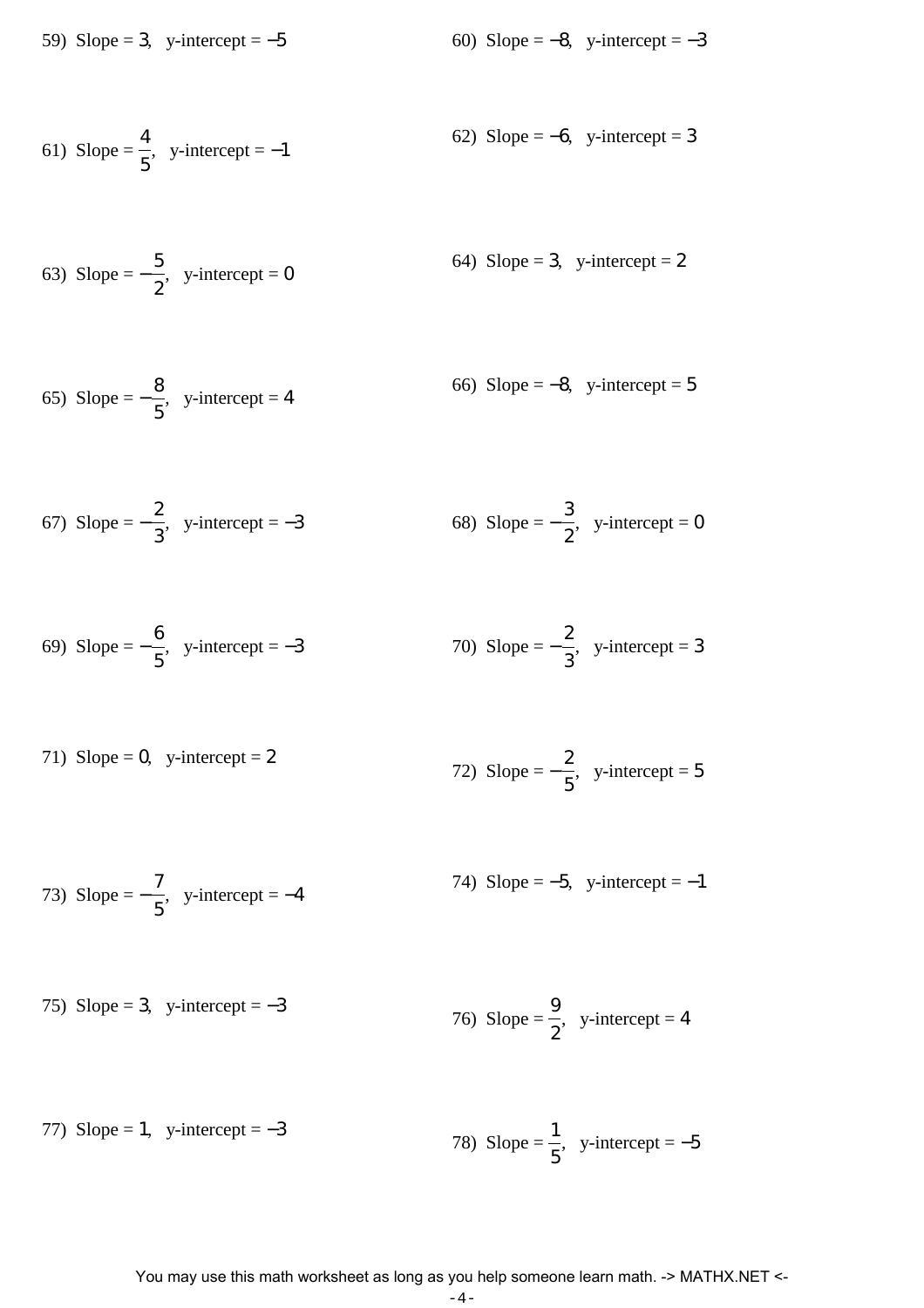59) Slope = $3$, y-intercept = $-5$

60) Slope = $-8$, y-intercept = $-3$

61) Slope = $\frac{4}{5}$, y-intercept = $-1$

62) Slope = $-6$, y-intercept = $3$

63) Slope = $-\frac{5}{2}$, y-intercept = $0$

64) Slope = $3$, y-intercept = $2$

65) Slope = $-\frac{8}{5}$, y-intercept = $4$

66) Slope = $-8$, y-intercept = $5$

67) Slope = $-\frac{2}{3}$, y-intercept = $-3$

68) Slope = $-\frac{3}{2}$, y-intercept = $0$

69) Slope = $-\frac{6}{5}$, y-intercept = $-3$

70) Slope = $-\frac{2}{3}$, y-intercept = $3$

71) Slope = $0$, y-intercept = $2$

72) Slope = $-\frac{2}{5}$, y-intercept = $5$

73) Slope = $-\frac{7}{5}$, y-intercept = $-4$

74) Slope = $-5$, y-intercept = $-1$

75) Slope = $3$, y-intercept = $-3$

76) Slope = $\frac{9}{2}$, y-intercept = $4$

77) Slope = $1$, y-intercept = $-3$

78) Slope = $\frac{1}{5}$, y-intercept = $-5$

You may use this math worksheet as long as you help someone learn math. -> MATHX.NET <-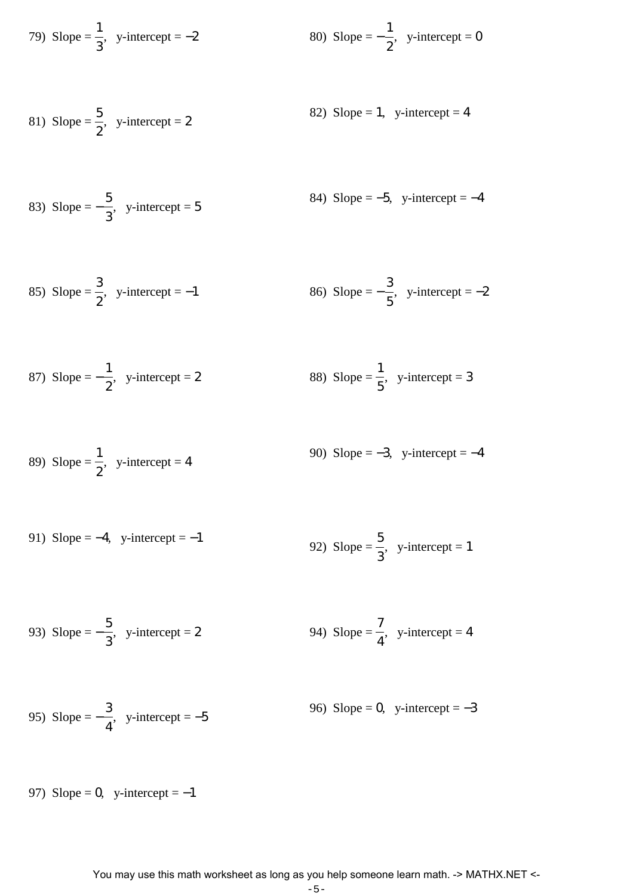79) Slope = $\frac{1}{3}$, y-intercept = $-2$

80) Slope = $-\frac{1}{2}$, y-intercept = $0$

81) Slope = $\frac{5}{2}$, y-intercept = $2$

82) Slope = $1$, y-intercept = $4$

83) Slope = $-\frac{5}{3}$, y-intercept = $5$

84) Slope = $-5$, y-intercept = $-4$

85) Slope = $\frac{3}{2}$, y-intercept = $-1$

86) Slope = $-\frac{3}{5}$, y-intercept = $-2$

87) Slope = $-\frac{1}{2}$, y-intercept = $2$

88) Slope = $\frac{1}{5}$, y-intercept = $3$

89) Slope = $\frac{1}{2}$, y-intercept = $4$

90) Slope = $-3$, y-intercept = $-4$

91) Slope = $-4$, y-intercept = $-1$

92) Slope = $\frac{5}{3}$, y-intercept = $1$

93) Slope = $-\frac{5}{3}$, y-intercept = $2$

94) Slope = $\frac{7}{4}$, y-intercept = $4$

95) Slope = $-\frac{3}{4}$, y-intercept = $-5$

96) Slope = $0$, y-intercept = $-3$

97) Slope = $0$, y-intercept = $-1$

You may use this math worksheet as long as you help someone learn math. -> MATHX.NET <-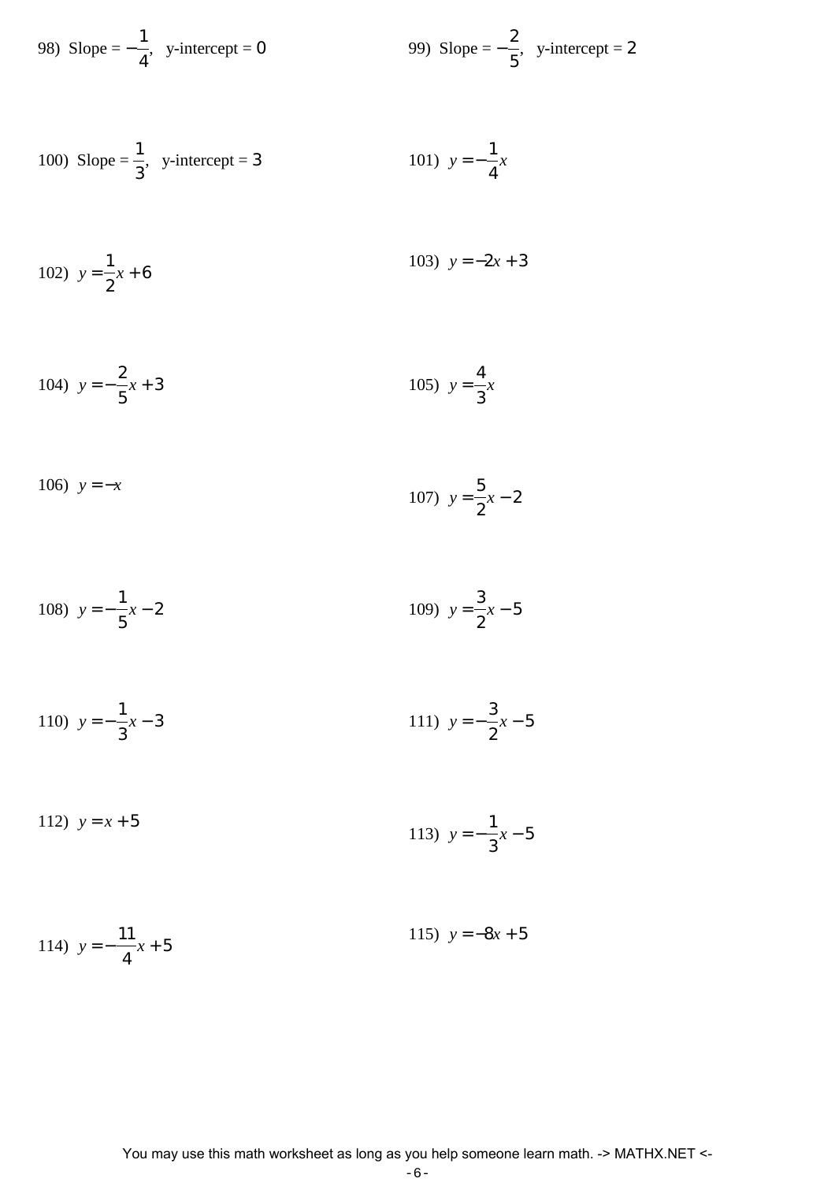98) Slope = $-\frac{1}{4}$, y-intercept = 0

99) Slope = $-\frac{2}{5}$, y-intercept = 2

100) Slope = $\frac{1}{3}$, y-intercept = 3

101) $y = -\frac{1}{4}x$

102) $y = \frac{1}{2}x + 6$

103) $y = -2x + 3$

104) $y = -\frac{2}{5}x + 3$

105) $y = \frac{4}{3}x$

106) $y = -x$

107) $y = \frac{5}{2}x - 2$

108) $y = -\frac{1}{5}x - 2$

109) $y = \frac{3}{2}x - 5$

110) $y = -\frac{1}{3}x - 3$

111) $y = -\frac{3}{2}x - 5$

112) $y = x + 5$

113) $y = -\frac{1}{3}x - 5$

114) $y = -\frac{11}{4}x + 5$

115) $y = -8x + 5$

You may use this math worksheet as long as you help someone learn math. -> MATHX.NET <-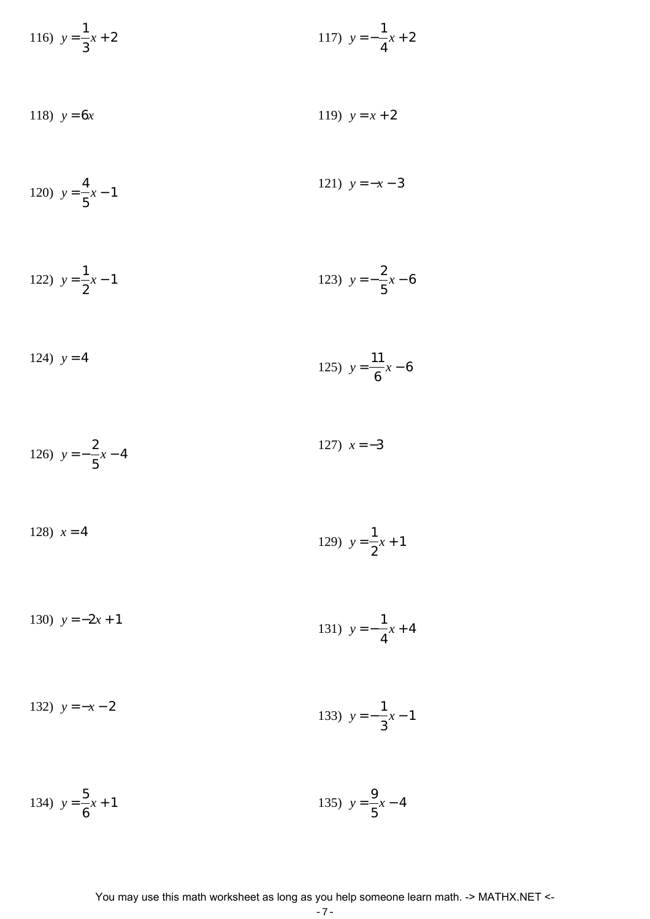116) $y = \frac{1}{3}x + 2$

117) $y = -\frac{1}{4}x + 2$

118) $y = 6x$

119) $y = x + 2$

120) $y = \frac{4}{5}x - 1$

121) $y = -x - 3$

122) $y = \frac{1}{2}x - 1$

123) $y = -\frac{2}{5}x - 6$

124) $y = 4$

125) $y = \frac{11}{6}x - 6$

126) $y = -\frac{2}{5}x - 4$

127) $x = -3$

128) $x = 4$

129) $y = \frac{1}{2}x + 1$

130) $y = -2x + 1$

131) $y = -\frac{1}{4}x + 4$

132) $y = -x - 2$

133) $y = -\frac{1}{3}x - 1$

134) $y = \frac{5}{6}x + 1$

135) $y = \frac{9}{5}x - 4$

You may use this math worksheet as long as you help someone learn math. -> MATHX.NET <-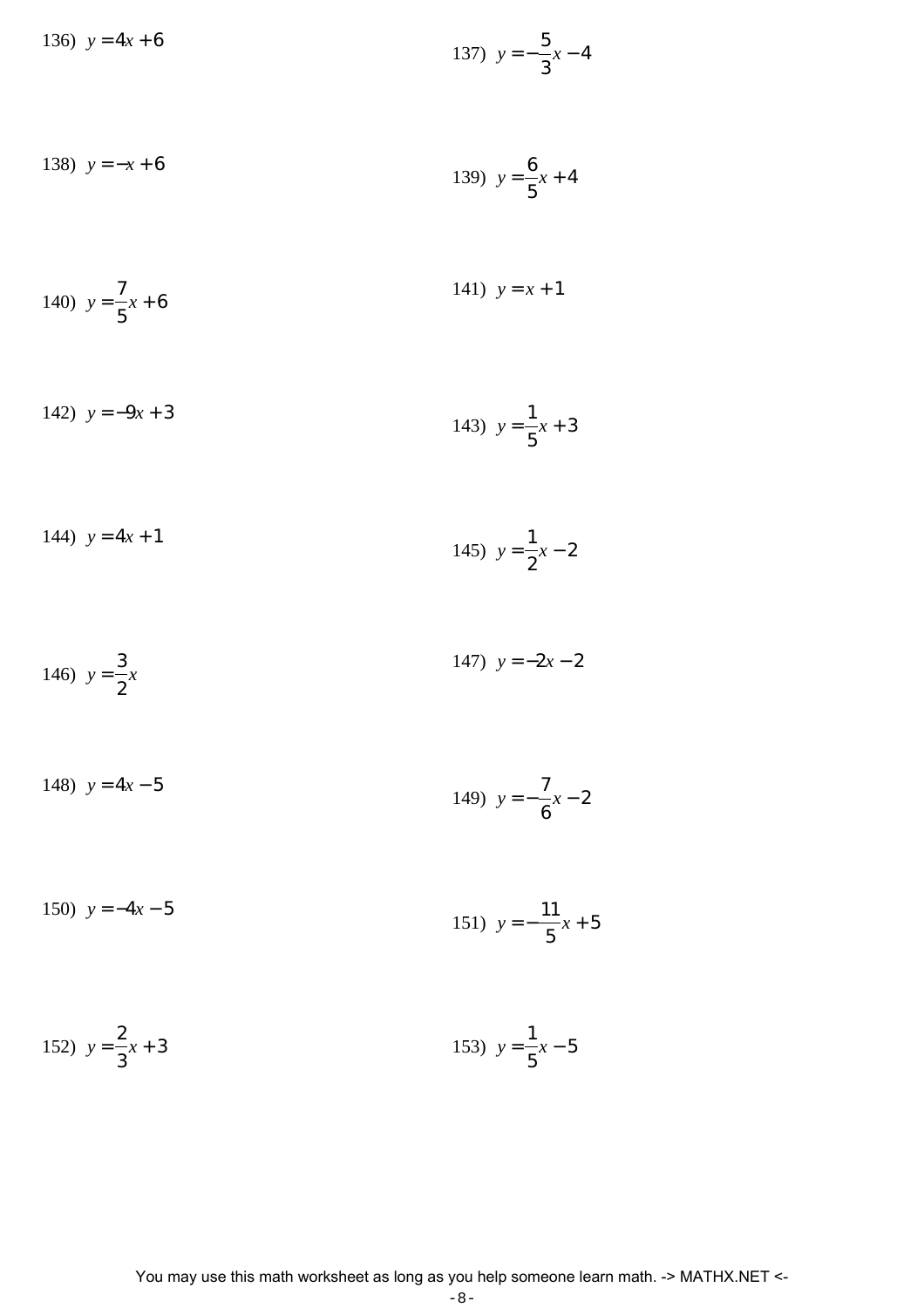136) $y = 4x + 6$

137) $y = -\frac{5}{3}x - 4$

138) $y = -x + 6$

139) $y = \frac{6}{5}x + 4$

140) $y = \frac{7}{5}x + 6$

141) $y = x + 1$

142) $y = -9x + 3$

143) $y = \frac{1}{5}x + 3$

144) $y = 4x + 1$

145) $y = \frac{1}{2}x - 2$

146) $y = \frac{3}{2}x$

147) $y = -2x - 2$

148) $y = 4x - 5$

149) $y = -\frac{7}{6}x - 2$

150) $y = -4x - 5$

151) $y = -\frac{11}{5}x + 5$

152) $y = \frac{2}{3}x + 3$

153) $y = \frac{1}{5}x - 5$

You may use this math worksheet as long as you help someone learn math. -> MATHX.NET <-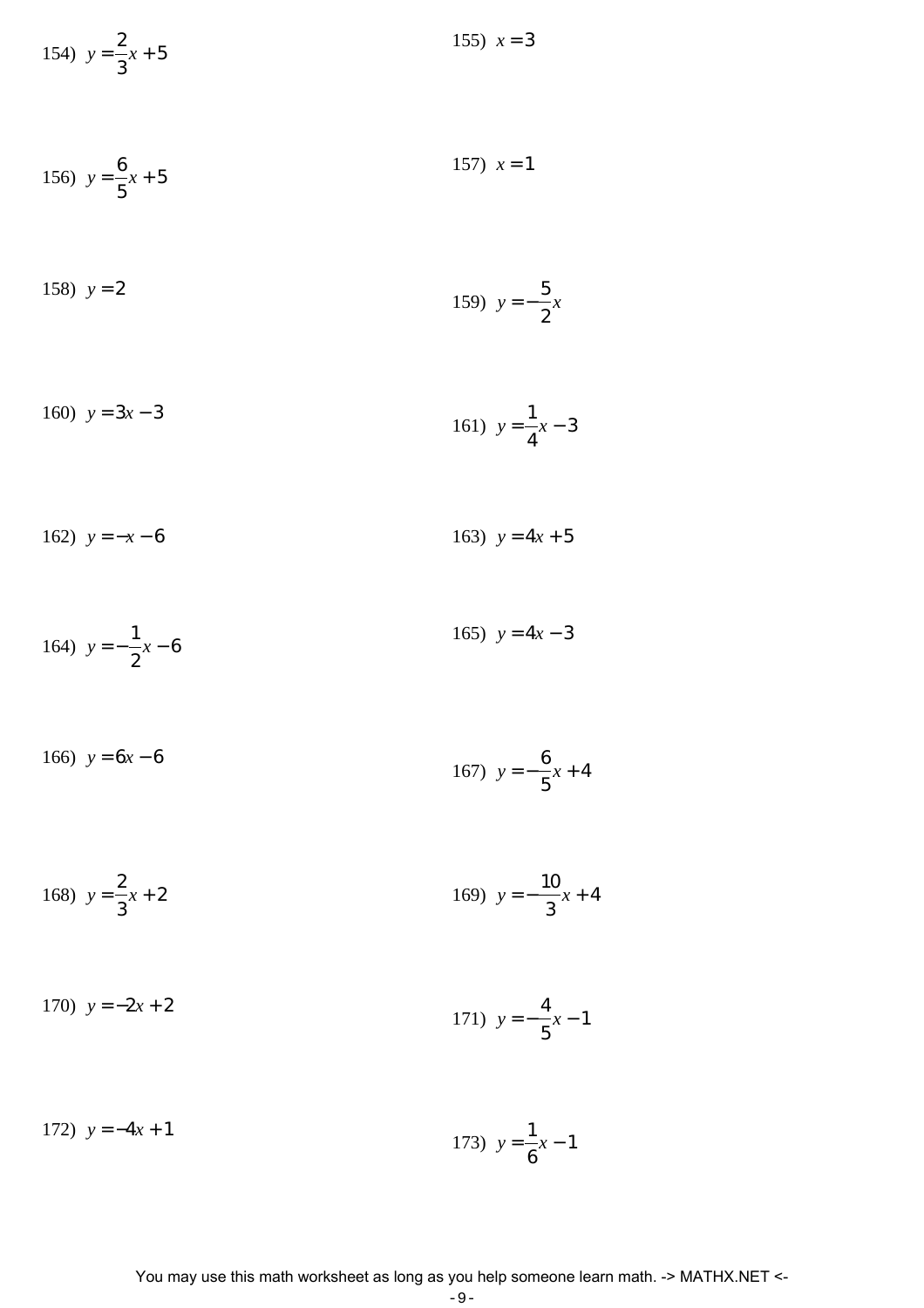154) $y = \frac{2}{3}x + 5$

155) $x = 3$

156) $y = \frac{6}{5}x + 5$

157) $x = 1$

158) $y = 2$

159) $y = -\frac{5}{2}x$

160) $y = 3x - 3$

161) $y = \frac{1}{4}x - 3$

162) $y = -x - 6$

163) $y = 4x + 5$

164) $y = -\frac{1}{2}x - 6$

165) $y = 4x - 3$

166) $y = 6x - 6$

167) $y = -\frac{6}{5}x + 4$

168) $y = \frac{2}{3}x + 2$

169) $y = -\frac{10}{3}x + 4$

170) $y = -2x + 2$

171) $y = -\frac{4}{5}x - 1$

172) $y = -4x + 1$

173) $y = \frac{1}{6}x - 1$

You may use this math worksheet as long as you help someone learn math. -> MATHX.NET <-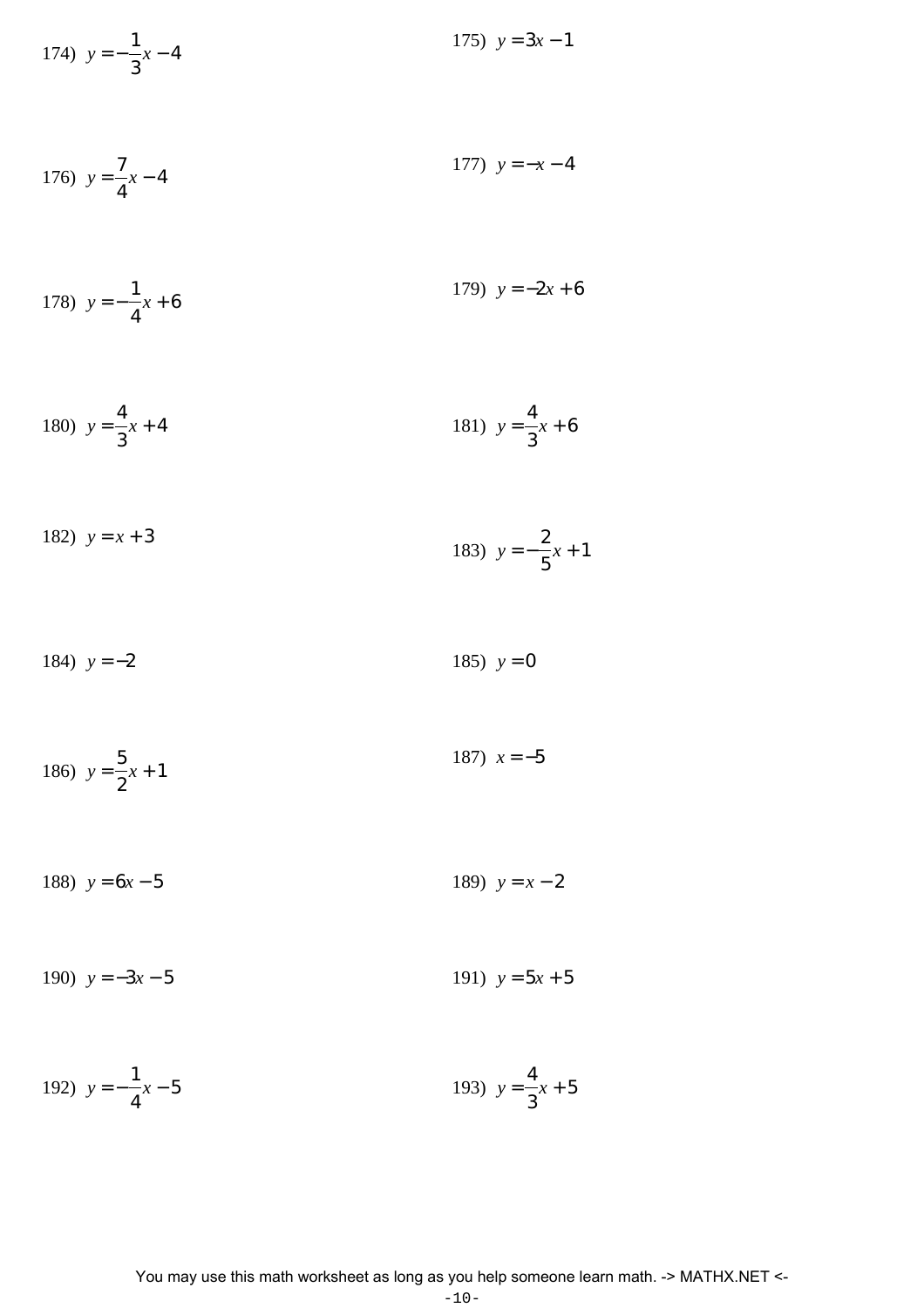174) $y = -\frac{1}{3}x - 4$

175) $y = 3x - 1$

176) $y = \frac{7}{4}x - 4$

177) $y = -x - 4$

178) $y = -\frac{1}{4}x + 6$

179) $y = -2x + 6$

180) $y = \frac{4}{3}x + 4$

181) $y = \frac{4}{3}x + 6$

182) $y = x + 3$

183) $y = -\frac{2}{5}x + 1$

184) $y = -2$

185) $y = 0$

186) $y = \frac{5}{2}x + 1$

187) $x = -5$

188) $y = 6x - 5$

189) $y = x - 2$

190) $y = -3x - 5$

191) $y = 5x + 5$

192) $y = -\frac{1}{4}x - 5$

193) $y = \frac{4}{3}x + 5$

You may use this math worksheet as long as you help someone learn math. -> MATHX.NET <-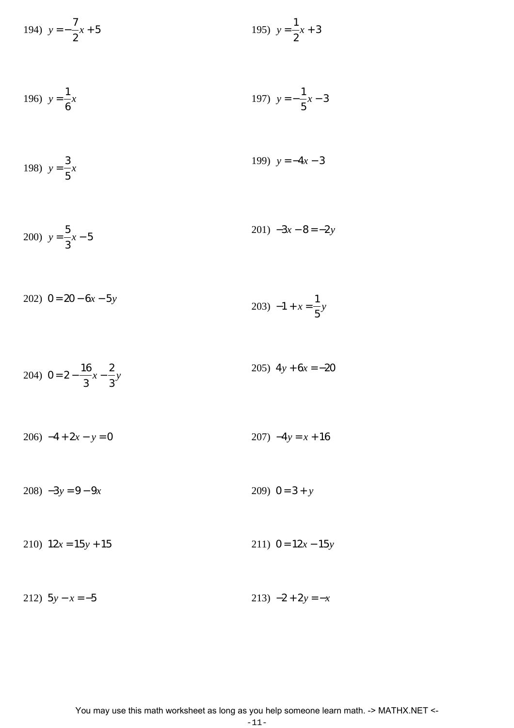194) $y = -\frac{7}{2}x + 5$

195) $y = \frac{1}{2}x + 3$

196) $y = \frac{1}{6}x$

197) $y = -\frac{1}{5}x - 3$

198) $y = \frac{3}{5}x$

199) $y = -4x - 3$

200) $y = \frac{5}{3}x - 5$

201) $-3x - 8 = -2y$

202) $0 = 20 - 6x - 5y$

203) $-1 + x = \frac{1}{5}y$

204) $0 = 2 - \frac{16}{3}x - \frac{2}{3}y$

205) $4y + 6x = -20$

206) $-4 + 2x - y = 0$

207) $-4y = x + 16$

208) $-3y = 9 - 9x$

209) $0 = 3 + y$

210) $12x = 15y + 15$

211) $0 = 12x - 15y$

212) $5y - x = -5$

213) $-2 + 2y = -x$

You may use this math worksheet as long as you help someone learn math. -> MATHX.NET <-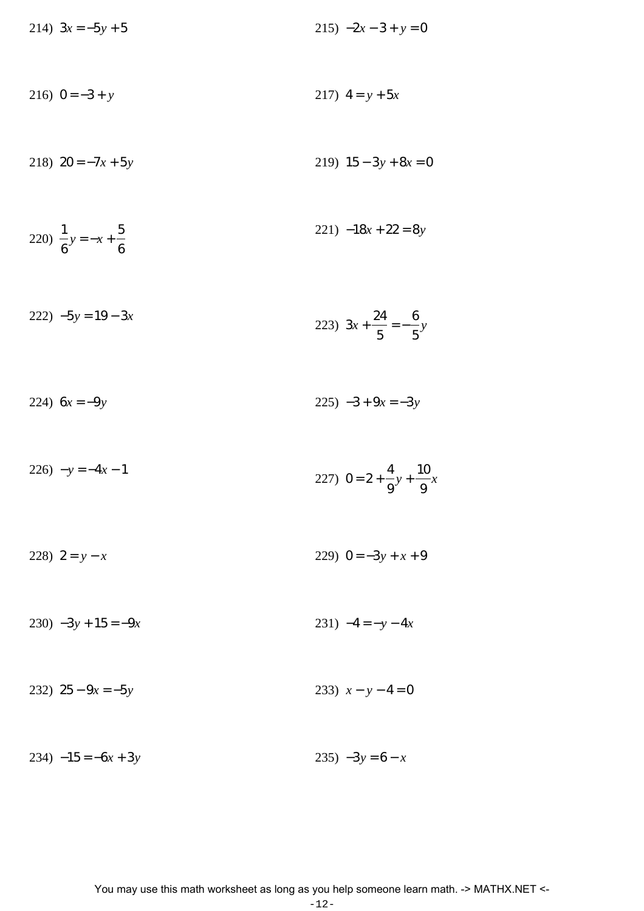214) $3x = -5y + 5$

215) $-2x - 3 + y = 0$

216) $0 = -3 + y$

217) $4 = y + 5x$

218) $20 = -7x + 5y$

219) $15 - 3y + 8x = 0$

220) $\frac{1}{6}y = -x + \frac{5}{6}$

221) $-18x + 22 = 8y$

222) $-5y = 19 - 3x$

223) $3x + \frac{24}{5} = -\frac{6}{5}y$

224) $6x = -9y$

225) $-3 + 9x = -3y$

226) $-y = -4x - 1$

227) $0 = 2 + \frac{4}{9}y + \frac{10}{9}x$

228) $2 = y - x$

229) $0 = -3y + x + 9$

230) $-3y + 15 = -9x$

231) $-4 = -y - 4x$

232) $25 - 9x = -5y$

233) $x - y - 4 = 0$

234) $-15 = -6x + 3y$

235) $-3y = 6 - x$

You may use this math worksheet as long as you help someone learn math. -> MATHX.NET <-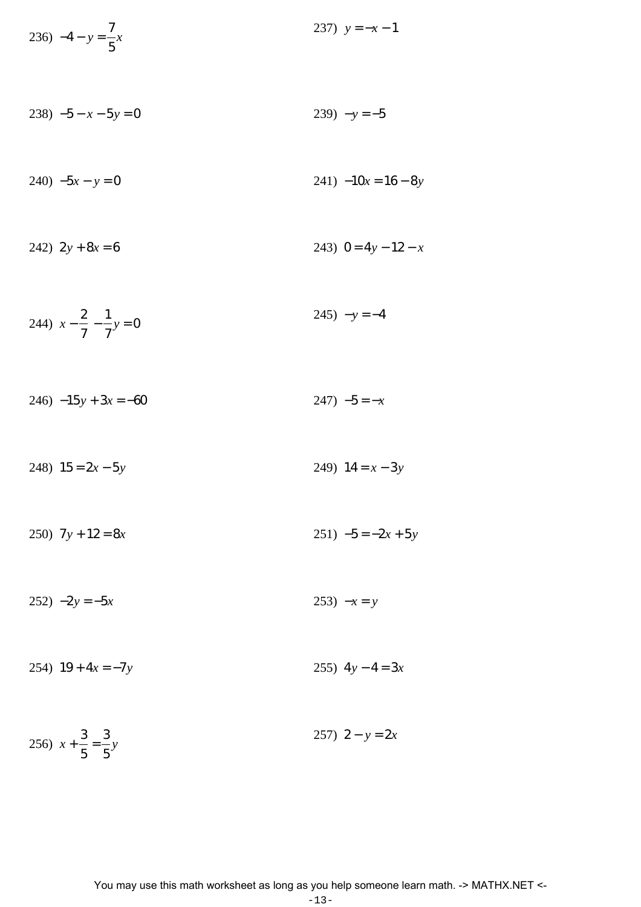236) $-4 - y = \frac{7}{5}x$

237) $y = -x - 1$

238) $-5 - x - 5y = 0$

239) $-y = -5$

240) $-5x - y = 0$

241) $-10x = 16 - 8y$

242) $2y + 8x = 6$

243) $0 = 4y - 12 - x$

244) $x - \frac{2}{7} - \frac{1}{7}y = 0$

245) $-y = -4$

246) $-15y + 3x = -60$

247) $-5 = -x$

248) $15 = 2x - 5y$

249) $14 = x - 3y$

250) $7y + 12 = 8x$

251) $-5 = -2x + 5y$

252) $-2y = -5x$

253) $-x = y$

254) $19 + 4x = -7y$

255) $4y - 4 = 3x$

256) $x + \frac{3}{5} = \frac{3}{5}y$

257) $2 - y = 2x$

You may use this math worksheet as long as you help someone learn math. -> MATHX.NET <-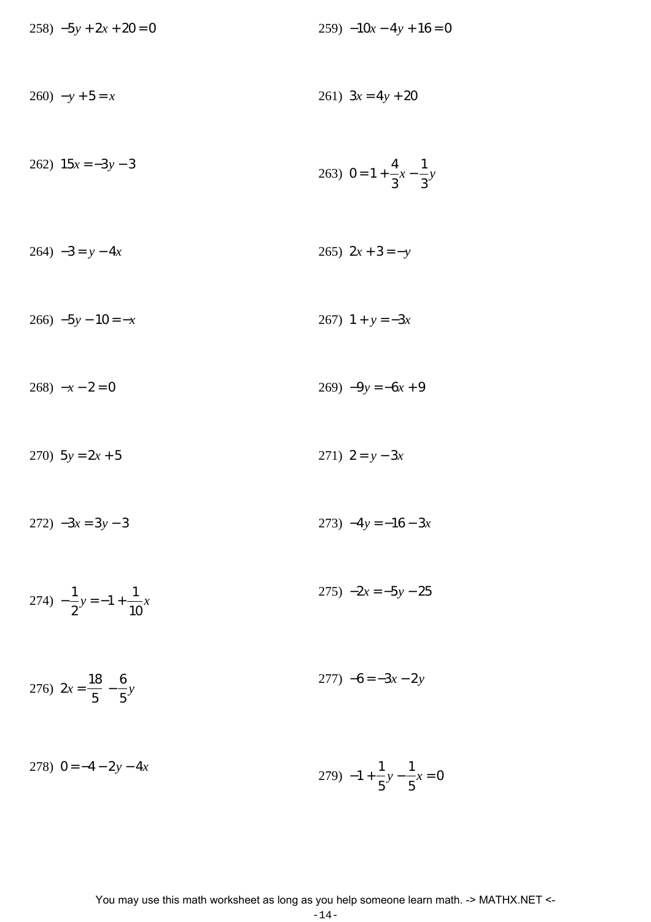258) $-5y+2x+20=0$

259) $-10x-4y+16=0$

260) $-y+5=x$

261) $3x=4y+20$

262) $15x=-3y-3$

263) $0=1+\frac{4}{3}x-\frac{1}{3}y$

264) $-3=y-4x$

265) $2x+3=-y$

266) $-5y-10=-x$

267) $1+y=-3x$

268) $-x-2=0$

269) $-9y=-6x+9$

270) $5y=2x+5$

271) $2=y-3x$

272) $-3x=3y-3$

273) $-4y=-16-3x$

274) $-\frac{1}{2}y=-1+\frac{1}{10}x$

275) $-2x=-5y-25$

276) $2x=\frac{18}{5}-\frac{6}{5}y$

277) $-6=-3x-2y$

278) $0=-4-2y-4x$

279) $-1+\frac{1}{5}y-\frac{1}{5}x=0$

You may use this math worksheet as long as you help someone learn math. -> MATHX.NET <-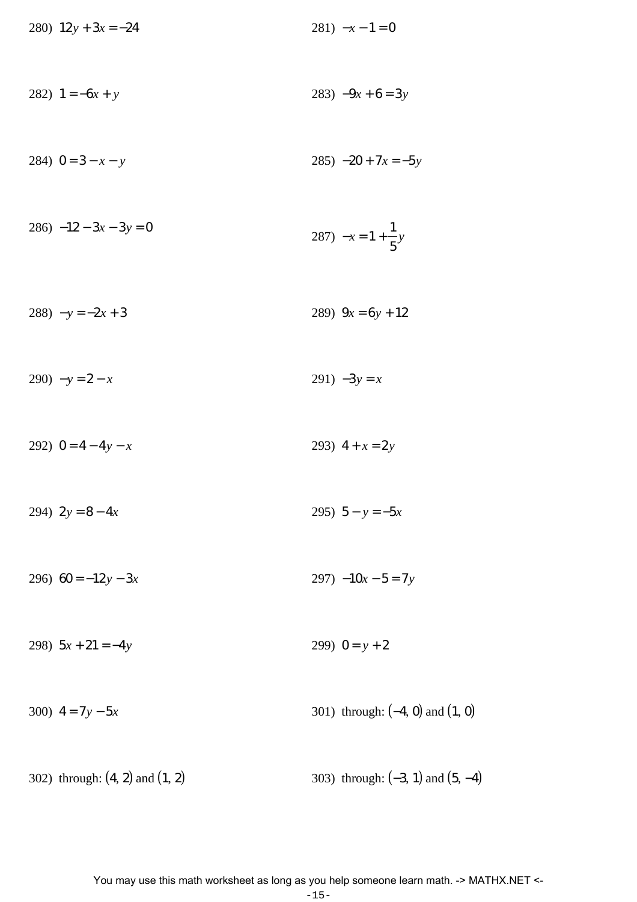280) $12y + 3x = -24$

281) $-x - 1 = 0$

282) $1 = -6x + y$

283) $-9x + 6 = 3y$

284) $0 = 3 - x - y$

285) $-20 + 7x = -5y$

286) $-12 - 3x - 3y = 0$

287) $-x = 1 + \frac{1}{5}y$

288) $-y = -2x + 3$

289) $9x = 6y + 12$

290) $-y = 2 - x$

291) $-3y = x$

292) $0 = 4 - 4y - x$

293) $4 + x = 2y$

294) $2y = 8 - 4x$

295) $5 - y = -5x$

296) $60 = -12y - 3x$

297) $-10x - 5 = 7y$

298) $5x + 21 = -4y$

299) $0 = y + 2$

300) $4 = 7y - 5x$

301) through: $(-4, 0)$ and $(1, 0)$

302) through: $(4, 2)$ and $(1, 2)$

303) through: $(-3, 1)$ and $(5, -4)$

You may use this math worksheet as long as you help someone learn math. -> MATHX.NET <-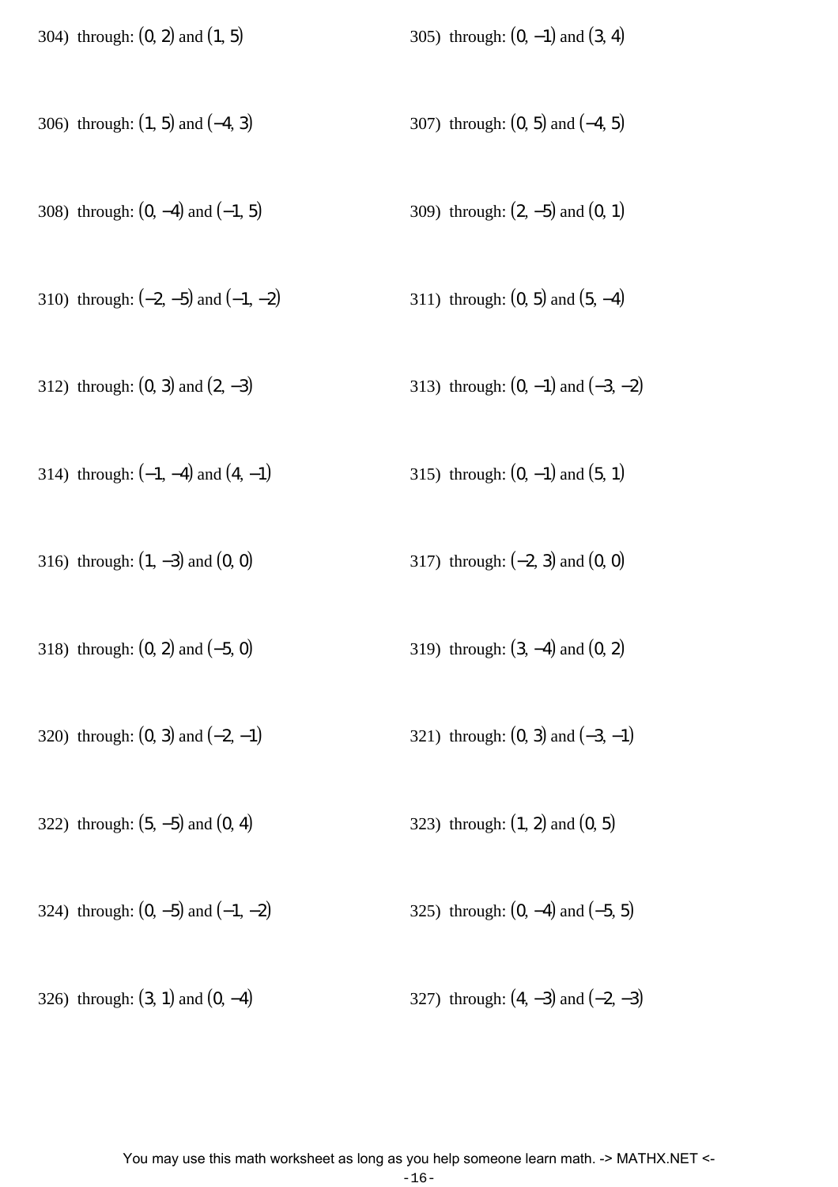304) through: $(0, 2)$ and $(1, 5)$

305) through: $(0, -1)$ and $(3, 4)$

306) through: $(1, 5)$ and $(-4, 3)$

307) through: $(0, 5)$ and $(-4, 5)$

308) through: $(0, -4)$ and $(-1, 5)$

309) through: $(2, -5)$ and $(0, 1)$

310) through: $(-2, -5)$ and $(-1, -2)$

311) through: $(0, 5)$ and $(5, -4)$

312) through: $(0, 3)$ and $(2, -3)$

313) through: $(0, -1)$ and $(-3, -2)$

314) through: $(-1, -4)$ and $(4, -1)$

315) through: $(0, -1)$ and $(5, 1)$

316) through: $(1, -3)$ and $(0, 0)$

317) through: $(-2, 3)$ and $(0, 0)$

318) through: $(0, 2)$ and $(-5, 0)$

319) through: $(3, -4)$ and $(0, 2)$

320) through: $(0, 3)$ and $(-2, -1)$

321) through: $(0, 3)$ and $(-3, -1)$

322) through: $(5, -5)$ and $(0, 4)$

323) through: $(1, 2)$ and $(0, 5)$

324) through: $(0, -5)$ and $(-1, -2)$

325) through: $(0, -4)$ and $(-5, 5)$

326) through: $(3, 1)$ and $(0, -4)$

327) through: $(4, -3)$ and $(-2, -3)$

You may use this math worksheet as long as you help someone learn math. -> MATHX.NET <-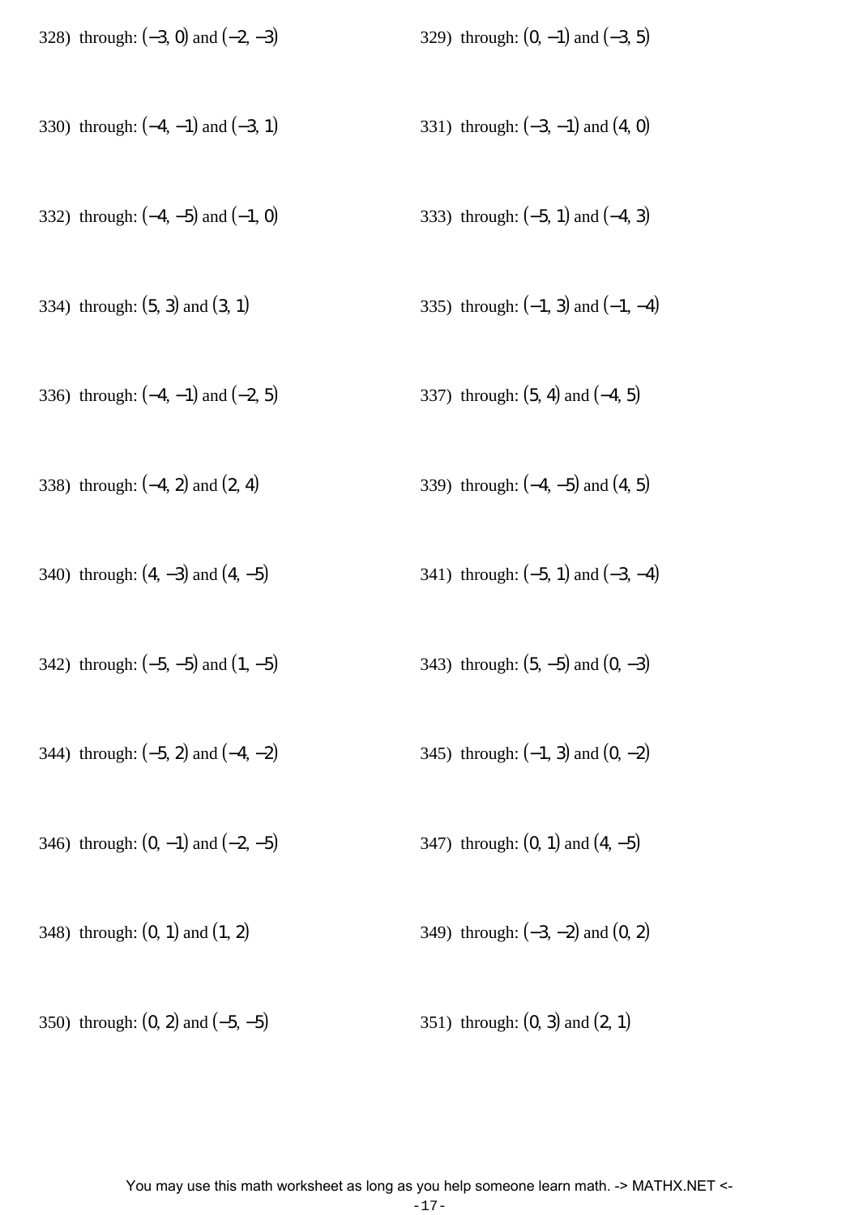328) through: $(-3, 0)$ and $(-2, -3)$

329) through: $(0, -1)$ and $(-3, 5)$

330) through: $(-4, -1)$ and $(-3, 1)$

331) through: $(-3, -1)$ and $(4, 0)$

332) through: $(-4, -5)$ and $(-1, 0)$

333) through: $(-5, 1)$ and $(-4, 3)$

334) through: $(5, 3)$ and $(3, 1)$

335) through: $(-1, 3)$ and $(-1, -4)$

336) through: $(-4, -1)$ and $(-2, 5)$

337) through: $(5, 4)$ and $(-4, 5)$

338) through: $(-4, 2)$ and $(2, 4)$

339) through: $(-4, -5)$ and $(4, 5)$

340) through: $(4, -3)$ and $(4, -5)$

341) through: $(-5, 1)$ and $(-3, -4)$

342) through: $(-5, -5)$ and $(1, -5)$

343) through: $(5, -5)$ and $(0, -3)$

344) through: $(-5, 2)$ and $(-4, -2)$

345) through: $(-1, 3)$ and $(0, -2)$

346) through: $(0, -1)$ and $(-2, -5)$

347) through: $(0, 1)$ and $(4, -5)$

348) through: $(0, 1)$ and $(1, 2)$

349) through: $(-3, -2)$ and $(0, 2)$

350) through: $(0, 2)$ and $(-5, -5)$

351) through: $(0, 3)$ and $(2, 1)$

You may use this math worksheet as long as you help someone learn math. -> MATHX.NET <-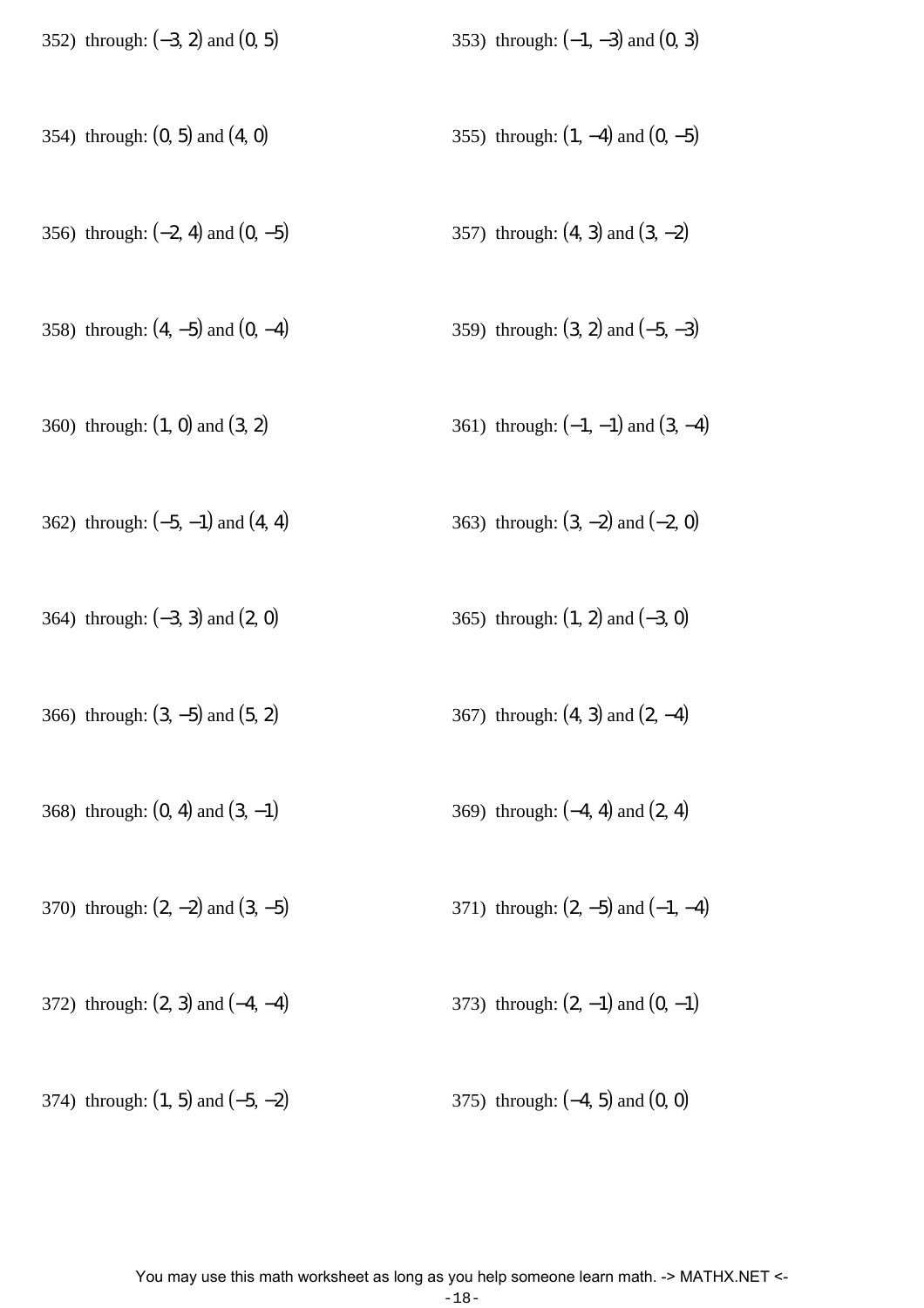352) through: $(-3, 2)$ and $(0, 5)$

353) through: $(-1, -3)$ and $(0, 3)$

354) through: $(0, 5)$ and $(4, 0)$

355) through: $(1, -4)$ and $(0, -5)$

356) through: $(-2, 4)$ and $(0, -5)$

357) through: $(4, 3)$ and $(3, -2)$

358) through: $(4, -5)$ and $(0, -4)$

359) through: $(3, 2)$ and $(-5, -3)$

360) through: $(1, 0)$ and $(3, 2)$

361) through: $(-1, -1)$ and $(3, -4)$

362) through: $(-5, -1)$ and $(4, 4)$

363) through: $(3, -2)$ and $(-2, 0)$

364) through: $(-3, 3)$ and $(2, 0)$

365) through: $(1, 2)$ and $(-3, 0)$

366) through: $(3, -5)$ and $(5, 2)$

367) through: $(4, 3)$ and $(2, -4)$

368) through: $(0, 4)$ and $(3, -1)$

369) through: $(-4, 4)$ and $(2, 4)$

370) through: $(2, -2)$ and $(3, -5)$

371) through: $(2, -5)$ and $(-1, -4)$

372) through: $(2, 3)$ and $(-4, -4)$

373) through: $(2, -1)$ and $(0, -1)$

374) through: $(1, 5)$ and $(-5, -2)$

375) through: $(-4, 5)$ and $(0, 0)$

You may use this math worksheet as long as you help someone learn math. -> MATHX.NET <-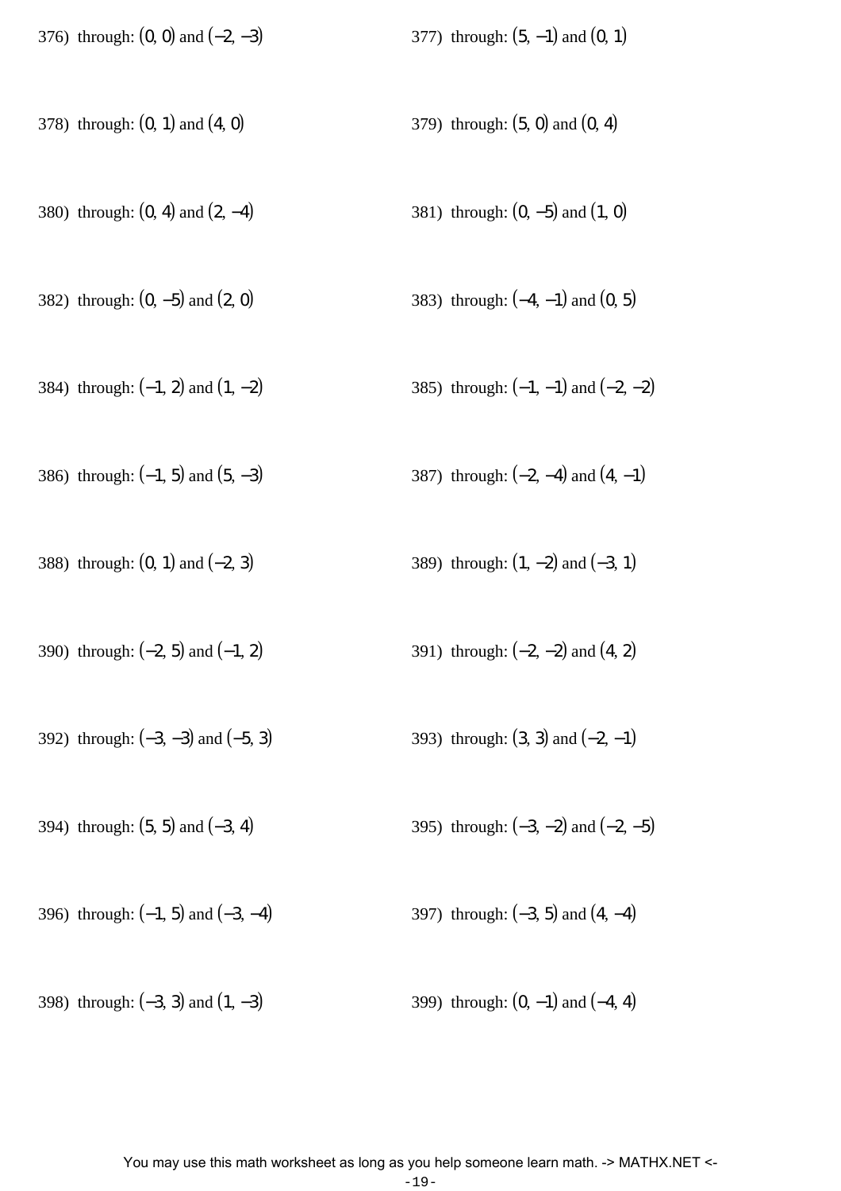376) through: $(0, 0)$ and $(-2, -3)$

377) through: $(5, -1)$ and $(0, 1)$

378) through: $(0, 1)$ and $(4, 0)$

379) through: $(5, 0)$ and $(0, 4)$

380) through: $(0, 4)$ and $(2, -4)$

381) through: $(0, -5)$ and $(1, 0)$

382) through: $(0, -5)$ and $(2, 0)$

383) through: $(-4, -1)$ and $(0, 5)$

384) through: $(-1, 2)$ and $(1, -2)$

385) through: $(-1, -1)$ and $(-2, -2)$

386) through: $(-1, 5)$ and $(5, -3)$

387) through: $(-2, -4)$ and $(4, -1)$

388) through: $(0, 1)$ and $(-2, 3)$

389) through: $(1, -2)$ and $(-3, 1)$

390) through: $(-2, 5)$ and $(-1, 2)$

391) through: $(-2, -2)$ and $(4, 2)$

392) through: $(-3, -3)$ and $(-5, 3)$

393) through: $(3, 3)$ and $(-2, -1)$

394) through: $(5, 5)$ and $(-3, 4)$

395) through: $(-3, -2)$ and $(-2, -5)$

396) through: $(-1, 5)$ and $(-3, -4)$

397) through: $(-3, 5)$ and $(4, -4)$

398) through: $(-3, 3)$ and $(1, -3)$

399) through: $(0, -1)$ and $(-4, 4)$

You may use this math worksheet as long as you help someone learn math. -> MATHX.NET <-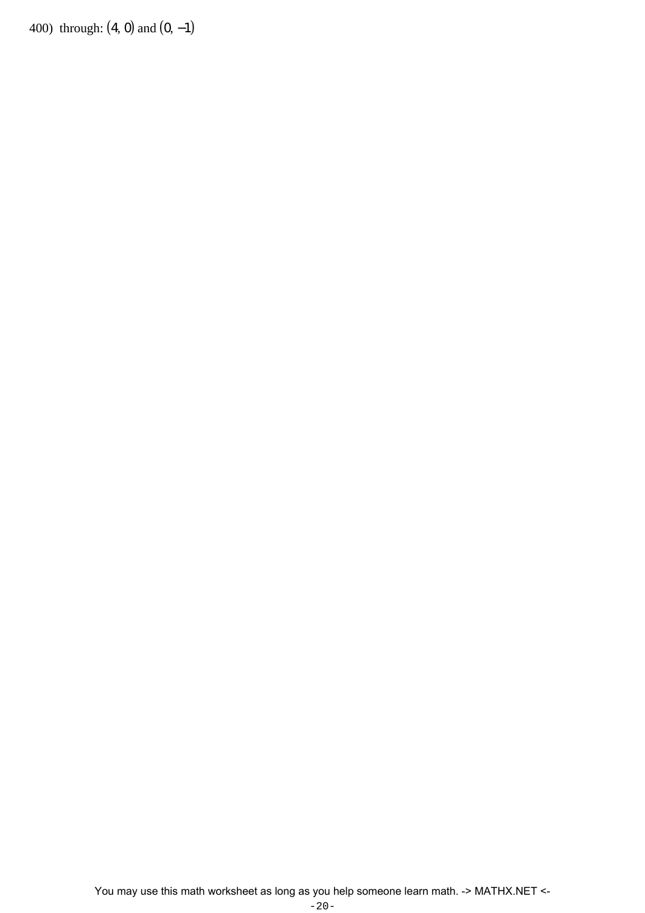400) through: $(4, 0)$ and $(0, -1)$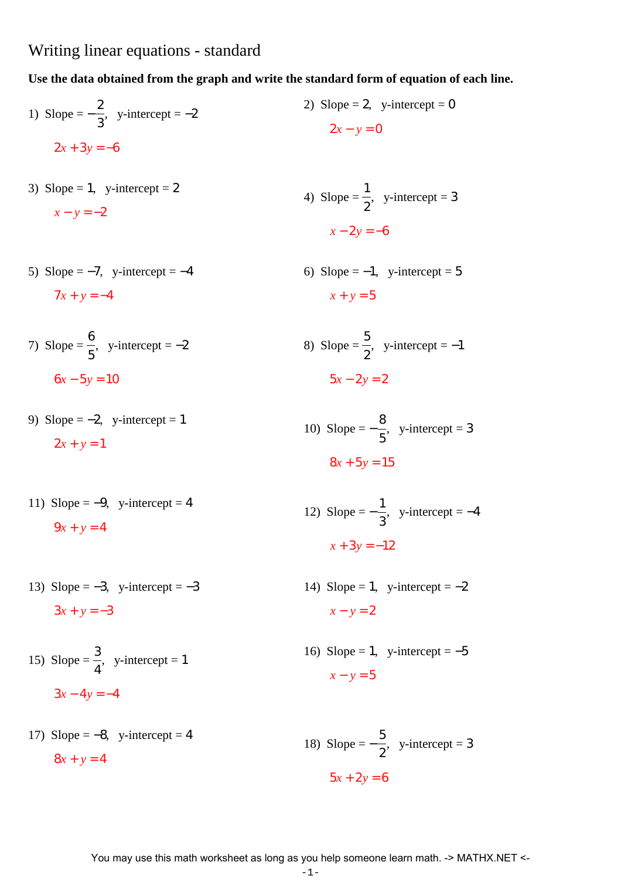# Writing linear equations - standard

**Use the data obtained from the graph and write the standard form of equation of each line.**

1) Slope = $-\frac{2}{3}$, y-intercept = $-2$

$2x + 3y = -6$

2) Slope = $2$, y-intercept = $0$

$2x - y = 0$

3) Slope = $1$, y-intercept = $2$

$x - y = -2$

4) Slope = $\frac{1}{2}$, y-intercept = $3$

$x - 2y = -6$

5) Slope = $-7$, y-intercept = $-4$

$7x + y = -4$

6) Slope = $-1$, y-intercept = $5$

$x + y = 5$

7) Slope = $\frac{6}{5}$, y-intercept = $-2$

$6x - 5y = 10$

8) Slope = $\frac{5}{2}$, y-intercept = $-1$

$5x - 2y = 2$

9) Slope = $-2$, y-intercept = $1$

$2x + y = 1$

10) Slope = $-\frac{8}{5}$, y-intercept = $3$

$8x + 5y = 15$

11) Slope = $-9$, y-intercept = $4$

$9x + y = 4$

12) Slope = $-\frac{1}{3}$, y-intercept = $-4$

$x + 3y = -12$

13) Slope = $-3$, y-intercept = $-3$

$3x + y = -3$

14) Slope = $1$, y-intercept = $-2$

$x - y = 2$

15) Slope = $\frac{3}{4}$, y-intercept = $1$

$3x - 4y = -4$

16) Slope = $1$, y-intercept = $-5$

$x - y = 5$

17) Slope = $-8$, y-intercept = $4$

$8x + y = 4$

18) Slope = $-\frac{5}{2}$, y-intercept = $3$

$5x + 2y = 6$

You may use this math worksheet as long as you help someone learn math. -> MATHX.NET <-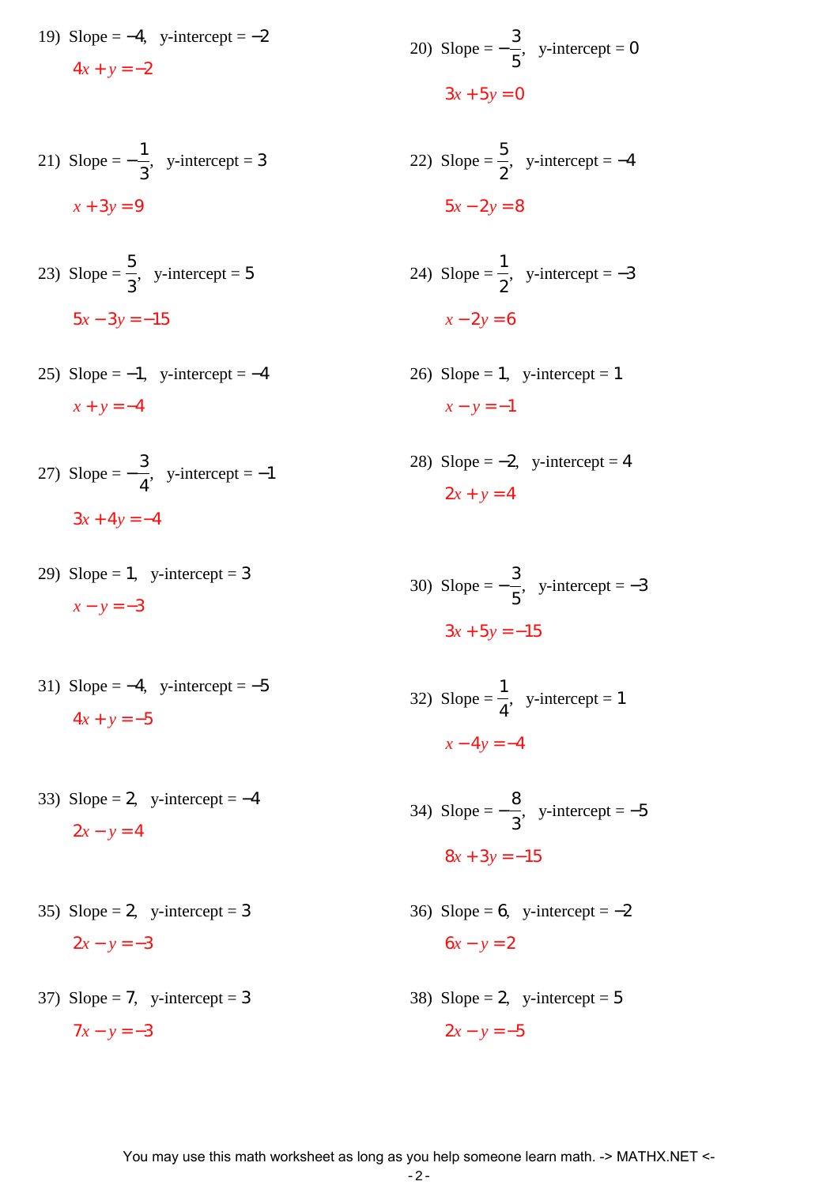19) Slope = $-4$, y-intercept = $-2$

$4x + y = -2$

20) Slope = $-\frac{3}{5}$, y-intercept = $0$

$3x + 5y = 0$

21) Slope = $-\frac{1}{3}$, y-intercept = $3$

$x + 3y = 9$

22) Slope = $\frac{5}{2}$, y-intercept = $-4$

$5x - 2y = 8$

23) Slope = $\frac{5}{3}$, y-intercept = $5$

$5x - 3y = -15$

24) Slope = $\frac{1}{2}$, y-intercept = $-3$

$x - 2y = 6$

25) Slope = $-1$, y-intercept = $-4$

$x + y = -4$

26) Slope = $1$, y-intercept = $1$

$x - y = -1$

27) Slope = $-\frac{3}{4}$, y-intercept = $-1$

$3x + 4y = -4$

28) Slope = $-2$, y-intercept = $4$

$2x + y = 4$

29) Slope = $1$, y-intercept = $3$

$x - y = -3$

30) Slope = $-\frac{3}{5}$, y-intercept = $-3$

$3x + 5y = -15$

31) Slope = $-4$, y-intercept = $-5$

$4x + y = -5$

32) Slope = $\frac{1}{4}$, y-intercept = $1$

$x - 4y = -4$

33) Slope = $2$, y-intercept = $-4$

$2x - y = 4$

34) Slope = $-\frac{8}{3}$, y-intercept = $-5$

$8x + 3y = -15$

35) Slope = $2$, y-intercept = $3$

$2x - y = -3$

36) Slope = $6$, y-intercept = $-2$

$6x - y = 2$

37) Slope = $7$, y-intercept = $3$

$7x - y = -3$

38) Slope = $2$, y-intercept = $5$

$2x - y = -5$

You may use this math worksheet as long as you help someone learn math. -> MATHX.NET <-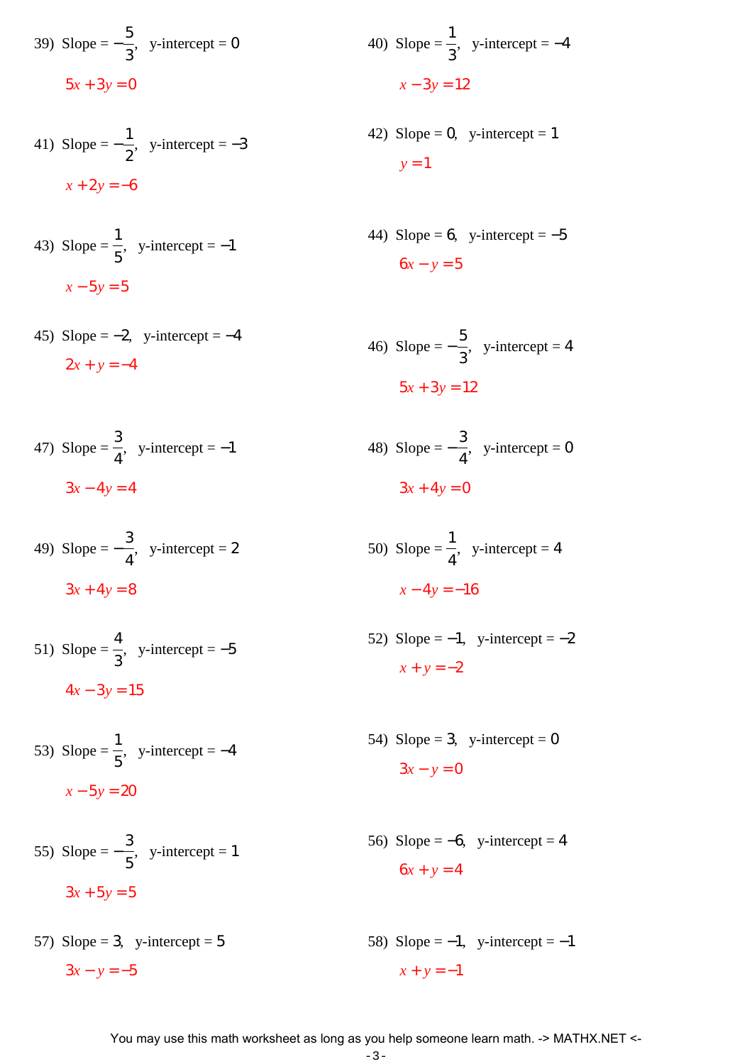39) Slope = $-\frac{5}{3}$, y-intercept = 0

$5x + 3y = 0$

40) Slope = $\frac{1}{3}$, y-intercept = $-4$

$x - 3y = 12$

41) Slope = $-\frac{1}{2}$, y-intercept = $-3$

$x + 2y = -6$

42) Slope = 0, y-intercept = 1

$y = 1$

43) Slope = $\frac{1}{5}$, y-intercept = $-1$

$x - 5y = 5$

44) Slope = 6, y-intercept = $-5$

$6x - y = 5$

45) Slope = $-2$, y-intercept = $-4$

$2x + y = -4$

46) Slope = $-\frac{5}{3}$, y-intercept = 4

$5x + 3y = 12$

47) Slope = $\frac{3}{4}$, y-intercept = $-1$

$3x - 4y = 4$

48) Slope = $-\frac{3}{4}$, y-intercept = 0

$3x + 4y = 0$

49) Slope = $-\frac{3}{4}$, y-intercept = 2

$3x + 4y = 8$

50) Slope = $\frac{1}{4}$, y-intercept = 4

$x - 4y = -16$

51) Slope = $\frac{4}{3}$, y-intercept = $-5$

$4x - 3y = 15$

52) Slope = $-1$, y-intercept = $-2$

$x + y = -2$

53) Slope = $\frac{1}{5}$, y-intercept = $-4$

$x - 5y = 20$

54) Slope = 3, y-intercept = 0

$3x - y = 0$

55) Slope = $-\frac{3}{5}$, y-intercept = 1

$3x + 5y = 5$

56) Slope = $-6$, y-intercept = 4

$6x + y = 4$

57) Slope = 3, y-intercept = 5

$3x - y = -5$

58) Slope = $-1$, y-intercept = $-1$

$x + y = -1$

You may use this math worksheet as long as you help someone learn math. -> MATHX.NET <-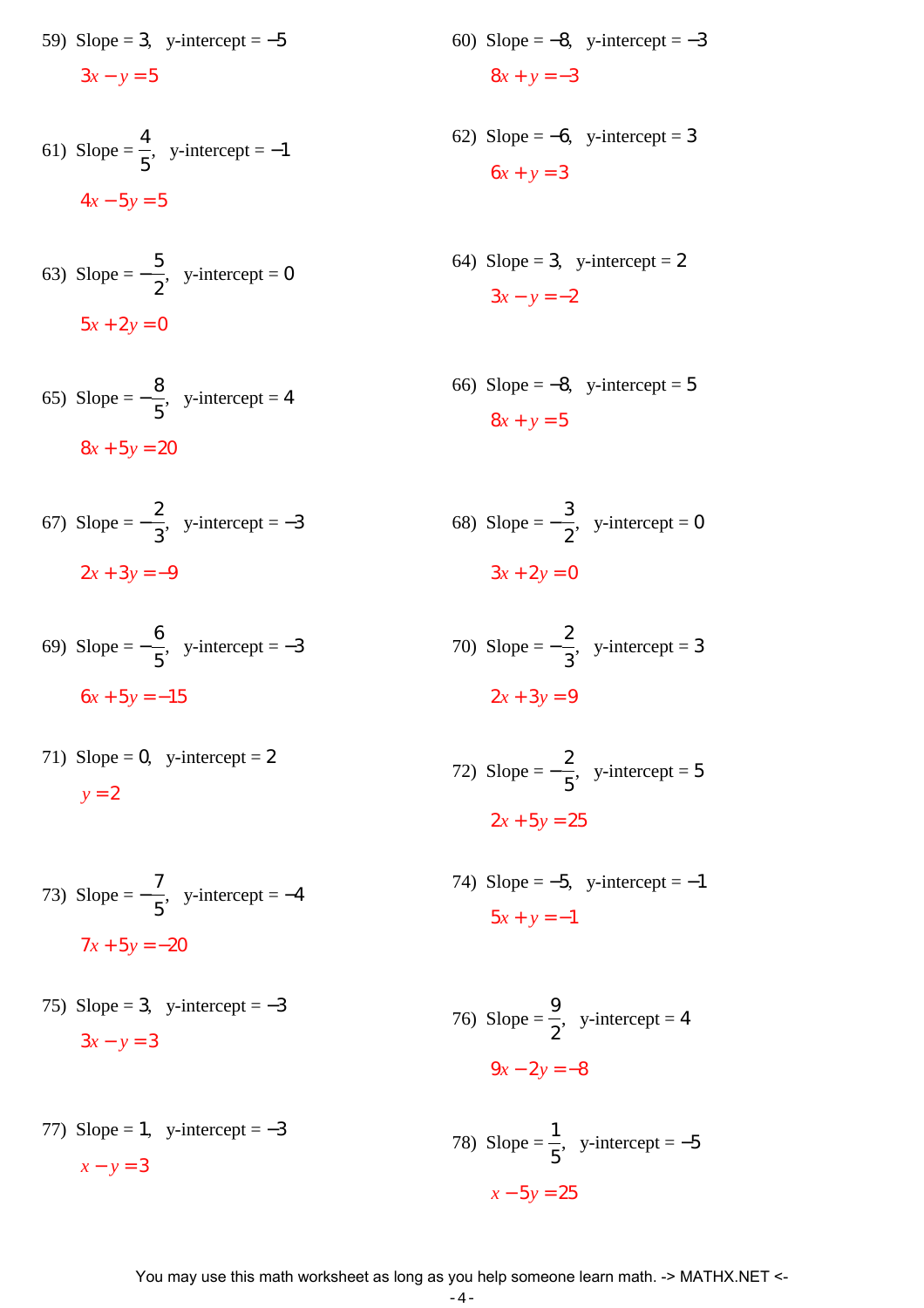59) Slope = $3$, y-intercept = $-5$

$3x - y = 5$

60) Slope = $-8$, y-intercept = $-3$

$8x + y = -3$

61) Slope = $\frac{4}{5}$, y-intercept = $-1$

$4x - 5y = 5$

62) Slope = $-6$, y-intercept = $3$

$6x + y = 3$

63) Slope = $-\frac{5}{2}$, y-intercept = $0$

$5x + 2y = 0$

64) Slope = $3$, y-intercept = $2$

$3x - y = -2$

65) Slope = $-\frac{8}{5}$, y-intercept = $4$

$8x + 5y = 20$

66) Slope = $-8$, y-intercept = $5$

$8x + y = 5$

67) Slope = $-\frac{2}{3}$, y-intercept = $-3$

$2x + 3y = -9$

68) Slope = $-\frac{3}{2}$, y-intercept = $0$

$3x + 2y = 0$

69) Slope = $-\frac{6}{5}$, y-intercept = $-3$

$6x + 5y = -15$

70) Slope = $-\frac{2}{3}$, y-intercept = $3$

$2x + 3y = 9$

71) Slope = $0$, y-intercept = $2$

$y = 2$

72) Slope = $-\frac{2}{5}$, y-intercept = $5$

$2x + 5y = 25$

73) Slope = $-\frac{7}{5}$, y-intercept = $-4$

$7x + 5y = -20$

74) Slope = $-5$, y-intercept = $-1$

$5x + y = -1$

75) Slope = $3$, y-intercept = $-3$

$3x - y = 3$

76) Slope = $\frac{9}{2}$, y-intercept = $4$

$9x - 2y = -8$

77) Slope = $1$, y-intercept = $-3$

$x - y = 3$

78) Slope = $\frac{1}{5}$, y-intercept = $-5$

$x - 5y = 25$

You may use this math worksheet as long as you help someone learn math. -> MATHX.NET <-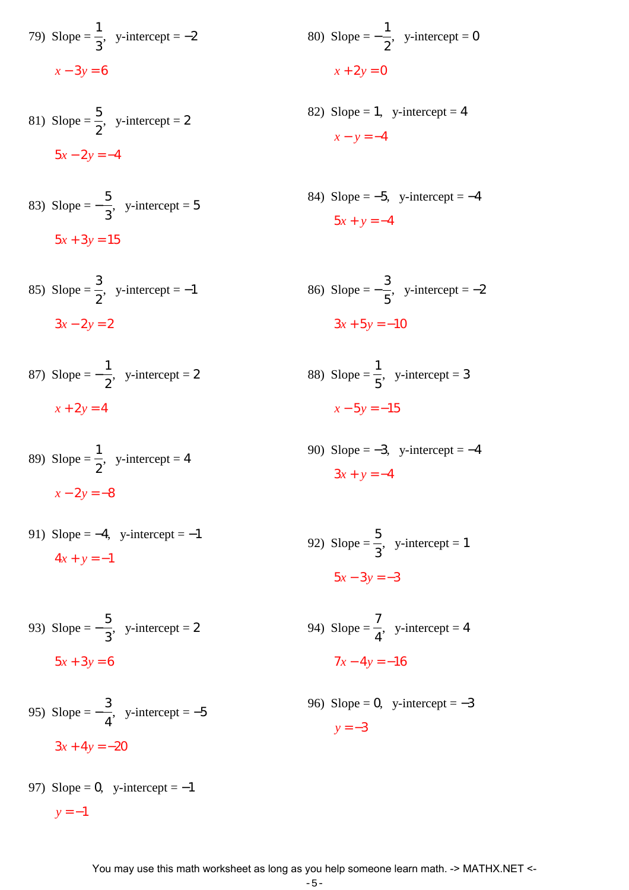79) Slope = $\frac{1}{3}$, y-intercept = $-2$

$x - 3y = 6$

80) Slope = $-\frac{1}{2}$, y-intercept = $0$

$x + 2y = 0$

81) Slope = $\frac{5}{2}$, y-intercept = $2$

$5x - 2y = -4$

82) Slope = $1$, y-intercept = $4$

$x - y = -4$

83) Slope = $-\frac{5}{3}$, y-intercept = $5$

$5x + 3y = 15$

84) Slope = $-5$, y-intercept = $-4$

$5x + y = -4$

85) Slope = $\frac{3}{2}$, y-intercept = $-1$

$3x - 2y = 2$

86) Slope = $-\frac{3}{5}$, y-intercept = $-2$

$3x + 5y = -10$

87) Slope = $-\frac{1}{2}$, y-intercept = $2$

$x + 2y = 4$

88) Slope = $\frac{1}{5}$, y-intercept = $3$

$x - 5y = -15$

89) Slope = $\frac{1}{2}$, y-intercept = $4$

$x - 2y = -8$

90) Slope = $-3$, y-intercept = $-4$

$3x + y = -4$

91) Slope = $-4$, y-intercept = $-1$

$4x + y = -1$

92) Slope = $\frac{5}{3}$, y-intercept = $1$

$5x - 3y = -3$

93) Slope = $-\frac{5}{3}$, y-intercept = $2$

$5x + 3y = 6$

94) Slope = $\frac{7}{4}$, y-intercept = $4$

$7x - 4y = -16$

95) Slope = $-\frac{3}{4}$, y-intercept = $-5$

$3x + 4y = -20$

96) Slope = $0$, y-intercept = $-3$

$y = -3$

97) Slope = $0$, y-intercept = $-1$

$y = -1$

You may use this math worksheet as long as you help someone learn math. -> MATHX.NET <-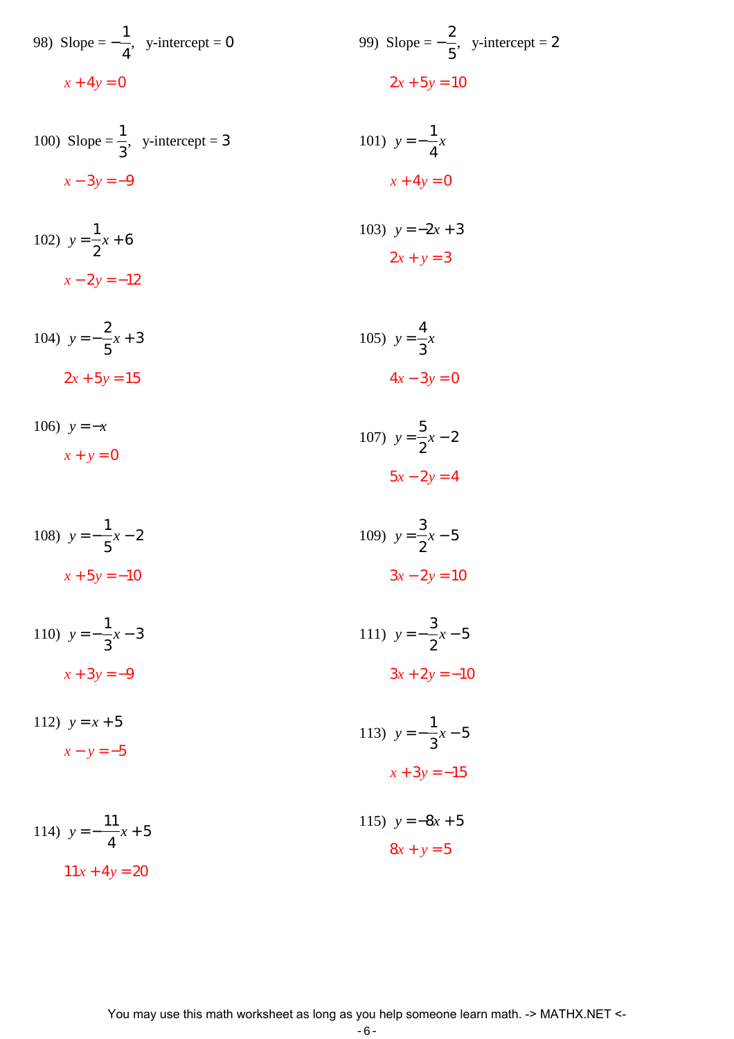98) Slope = $-\frac{1}{4}$, y-intercept = 0

$x + 4y = 0$

99) Slope = $-\frac{2}{5}$, y-intercept = 2

$2x + 5y = 10$

100) Slope = $\frac{1}{3}$, y-intercept = 3

$x - 3y = -9$

101) $y = -\frac{1}{4}x$

$x + 4y = 0$

102) $y = \frac{1}{2}x + 6$

$x - 2y = -12$

103) $y = -2x + 3$

$2x + y = 3$

104) $y = -\frac{2}{5}x + 3$

$2x + 5y = 15$

105) $y = \frac{4}{3}x$

$4x - 3y = 0$

106) $y = -x$

$x + y = 0$

107) $y = \frac{5}{2}x - 2$

$5x - 2y = 4$

108) $y = -\frac{1}{5}x - 2$

$x + 5y = -10$

109) $y = \frac{3}{2}x - 5$

$3x - 2y = 10$

110) $y = -\frac{1}{3}x - 3$

$x + 3y = -9$

111) $y = -\frac{3}{2}x - 5$

$3x + 2y = -10$

112) $y = x + 5$

$x - y = -5$

113) $y = -\frac{1}{3}x - 5$

$x + 3y = -15$

114) $y = -\frac{11}{4}x + 5$

$11x + 4y = 20$

115) $y = -8x + 5$

$8x + y = 5$

You may use this math worksheet as long as you help someone learn math. -> MATHX.NET <-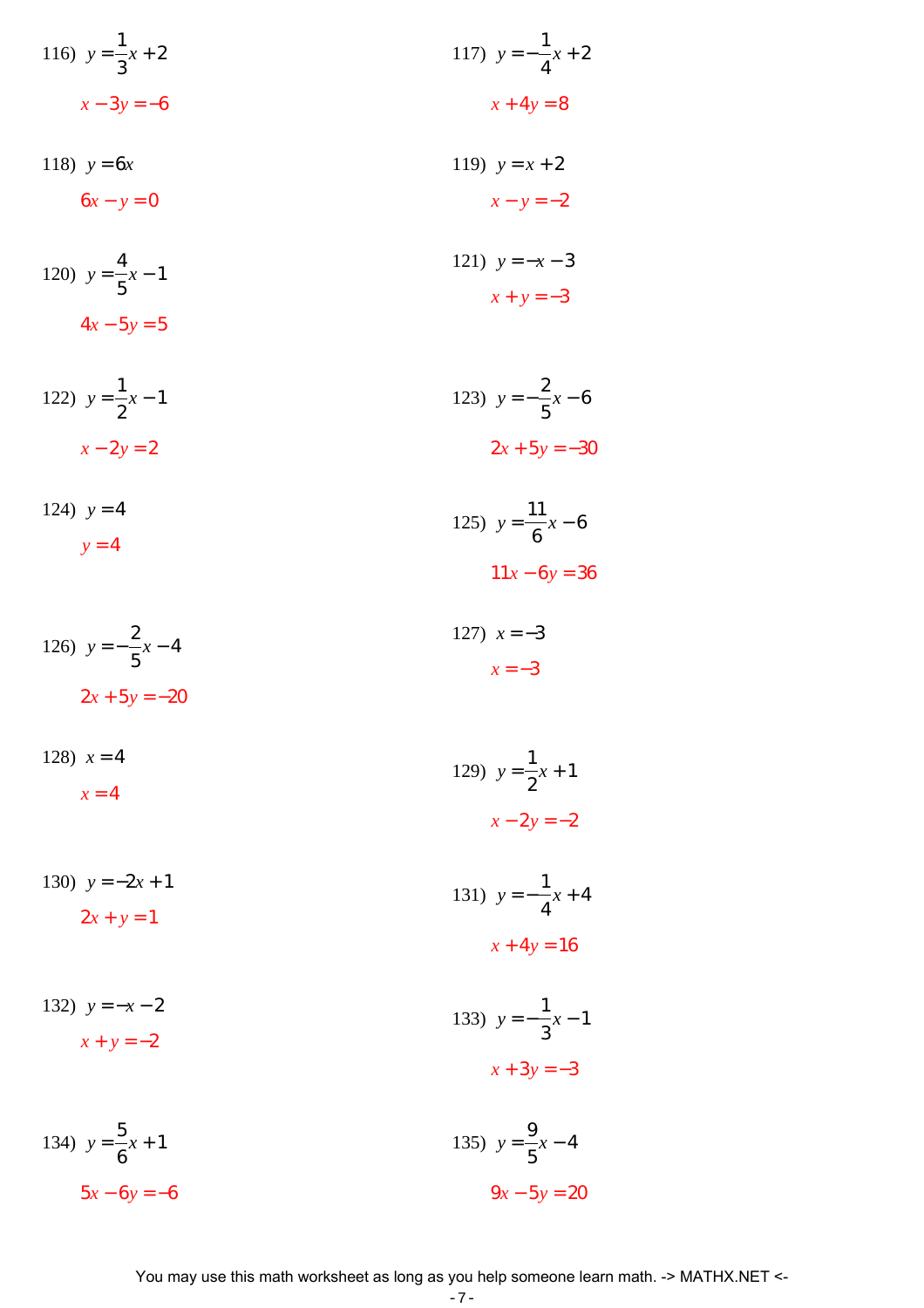116) $y = \frac{1}{3}x + 2$

$x - 3y = -6$

117) $y = -\frac{1}{4}x + 2$

$x + 4y = 8$

118) $y = 6x$

$6x - y = 0$

119) $y = x + 2$

$x - y = -2$

120) $y = \frac{4}{5}x - 1$

$4x - 5y = 5$

121) $y = -x - 3$

$x + y = -3$

122) $y = \frac{1}{2}x - 1$

$x - 2y = 2$

123) $y = -\frac{2}{5}x - 6$

$2x + 5y = -30$

124) $y = 4$

$y = 4$

125) $y = \frac{11}{6}x - 6$

$11x - 6y = 36$

126) $y = -\frac{2}{5}x - 4$

$2x + 5y = -20$

127) $x = -3$

$x = -3$

128) $x = 4$

$x = 4$

129) $y = \frac{1}{2}x + 1$

$x - 2y = -2$

130) $y = -2x + 1$

$2x + y = 1$

131) $y = -\frac{1}{4}x + 4$

$x + 4y = 16$

132) $y = -x - 2$

$x + y = -2$

133) $y = -\frac{1}{3}x - 1$

$x + 3y = -3$

134) $y = \frac{5}{6}x + 1$

$5x - 6y = -6$

135) $y = \frac{9}{5}x - 4$

$9x - 5y = 20$

You may use this math worksheet as long as you help someone learn math. -> MATHX.NET <-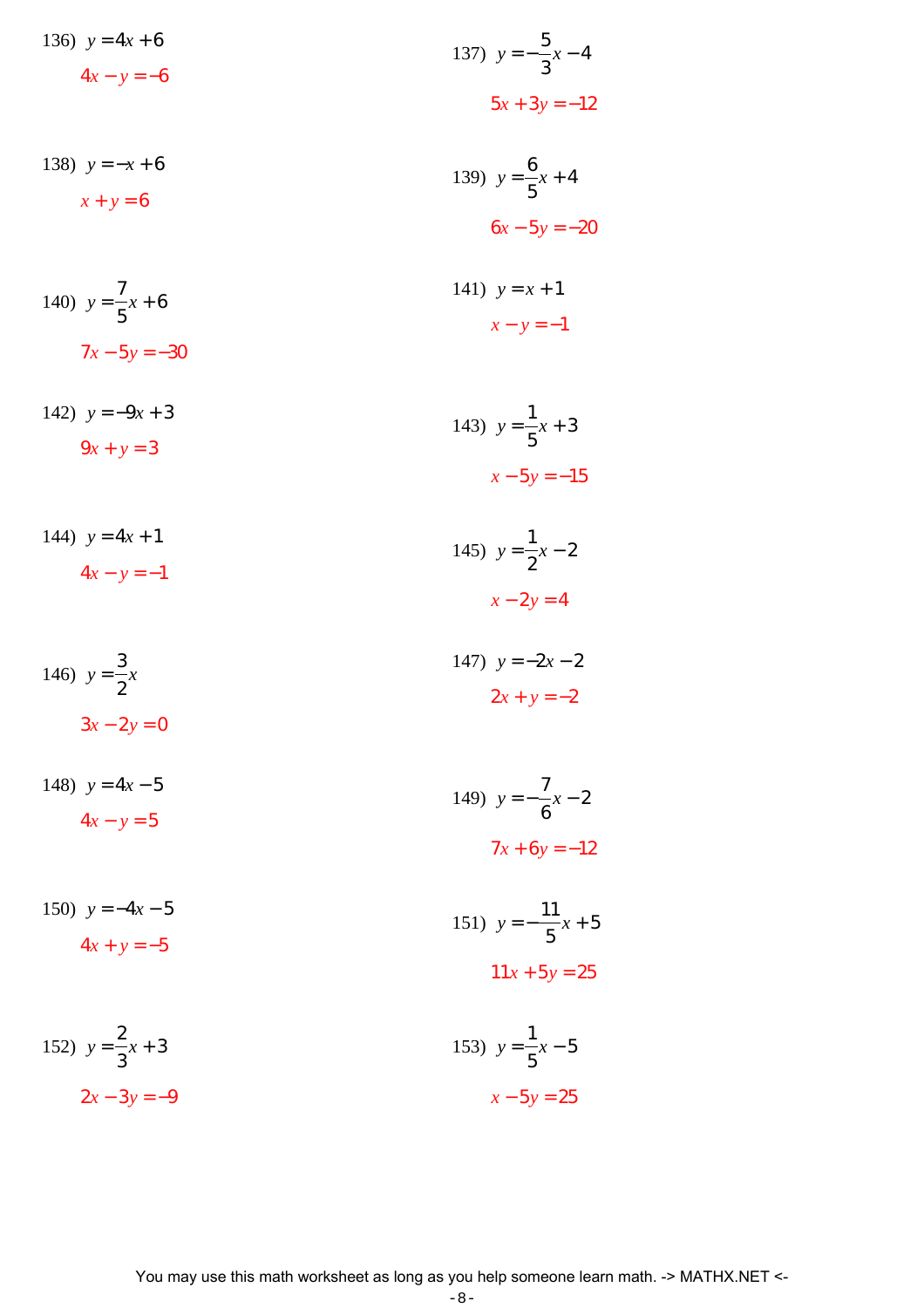136) $y = 4x + 6$

$4x - y = -6$

137) $y = -\frac{5}{3}x - 4$

$5x + 3y = -12$

138) $y = -x + 6$

$x + y = 6$

139) $y = \frac{6}{5}x + 4$

$6x - 5y = -20$

140) $y = \frac{7}{5}x + 6$

$7x - 5y = -30$

141) $y = x + 1$

$x - y = -1$

142) $y = -9x + 3$

$9x + y = 3$

143) $y = \frac{1}{5}x + 3$

$x - 5y = -15$

144) $y = 4x + 1$

$4x - y = -1$

145) $y = \frac{1}{2}x - 2$

$x - 2y = 4$

146) $y = \frac{3}{2}x$

$3x - 2y = 0$

147) $y = -2x - 2$

$2x + y = -2$

148) $y = 4x - 5$

$4x - y = 5$

149) $y = -\frac{7}{6}x - 2$

$7x + 6y = -12$

150) $y = -4x - 5$

$4x + y = -5$

151) $y = -\frac{11}{5}x + 5$

$11x + 5y = 25$

152) $y = \frac{2}{3}x + 3$

$2x - 3y = -9$

153) $y = \frac{1}{5}x - 5$

$x - 5y = 25$

You may use this math worksheet as long as you help someone learn math. -> MATHX.NET <-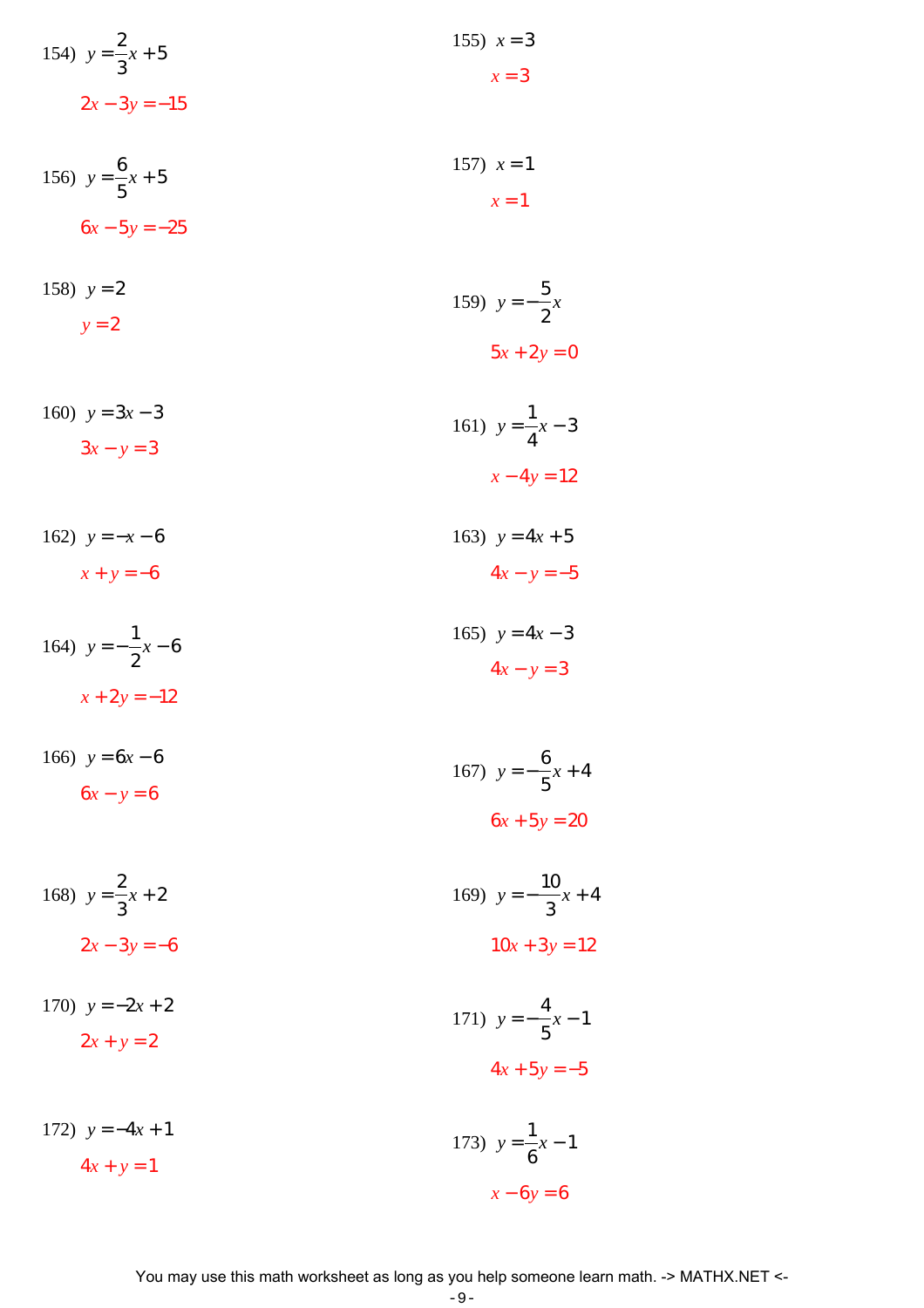154) $y = \frac{2}{3}x + 5$

$2x - 3y = -15$

155) $x = 3$

$x = 3$

156) $y = \frac{6}{5}x + 5$

$6x - 5y = -25$

157) $x = 1$

$x = 1$

158) $y = 2$

$y = 2$

159) $y = -\frac{5}{2}x$

$5x + 2y = 0$

160) $y = 3x - 3$

$3x - y = 3$

161) $y = \frac{1}{4}x - 3$

$x - 4y = 12$

162) $y = -x - 6$

$x + y = -6$

163) $y = 4x + 5$

$4x - y = -5$

164) $y = -\frac{1}{2}x - 6$

$x + 2y = -12$

165) $y = 4x - 3$

$4x - y = 3$

166) $y = 6x - 6$

$6x - y = 6$

167) $y = -\frac{6}{5}x + 4$

$6x + 5y = 20$

168) $y = \frac{2}{3}x + 2$

$2x - 3y = -6$

169) $y = -\frac{10}{3}x + 4$

$10x + 3y = 12$

170) $y = -2x + 2$

$2x + y = 2$

171) $y = -\frac{4}{5}x - 1$

$4x + 5y = -5$

172) $y = -4x + 1$

$4x + y = 1$

173) $y = \frac{1}{6}x - 1$

$x - 6y = 6$

You may use this math worksheet as long as you help someone learn math. -> MATHX.NET <-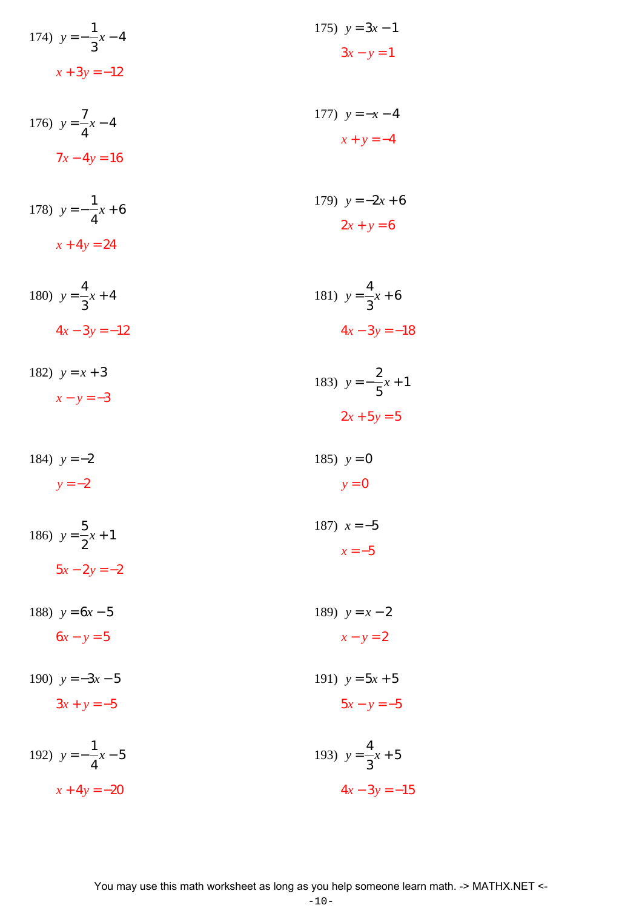174) $y = -\frac{1}{3}x - 4$

$x + 3y = -12$

175) $y = 3x - 1$

$3x - y = 1$

176) $y = \frac{7}{4}x - 4$

$7x - 4y = 16$

177) $y = -x - 4$

$x + y = -4$

178) $y = -\frac{1}{4}x + 6$

$x + 4y = 24$

179) $y = -2x + 6$

$2x + y = 6$

180) $y = \frac{4}{3}x + 4$

$4x - 3y = -12$

181) $y = \frac{4}{3}x + 6$

$4x - 3y = -18$

182) $y = x + 3$

$x - y = -3$

183) $y = -\frac{2}{5}x + 1$

$2x + 5y = 5$

184) $y = -2$

$y = -2$

185) $y = 0$

$y = 0$

186) $y = \frac{5}{2}x + 1$

$5x - 2y = -2$

187) $x = -5$

$x = -5$

188) $y = 6x - 5$

$6x - y = 5$

189) $y = x - 2$

$x - y = 2$

190) $y = -3x - 5$

$3x + y = -5$

191) $y = 5x + 5$

$5x - y = -5$

192) $y = -\frac{1}{4}x - 5$

$x + 4y = -20$

193) $y = \frac{4}{3}x + 5$

$4x - 3y = -15$

You may use this math worksheet as long as you help someone learn math. -> MATHX.NET <-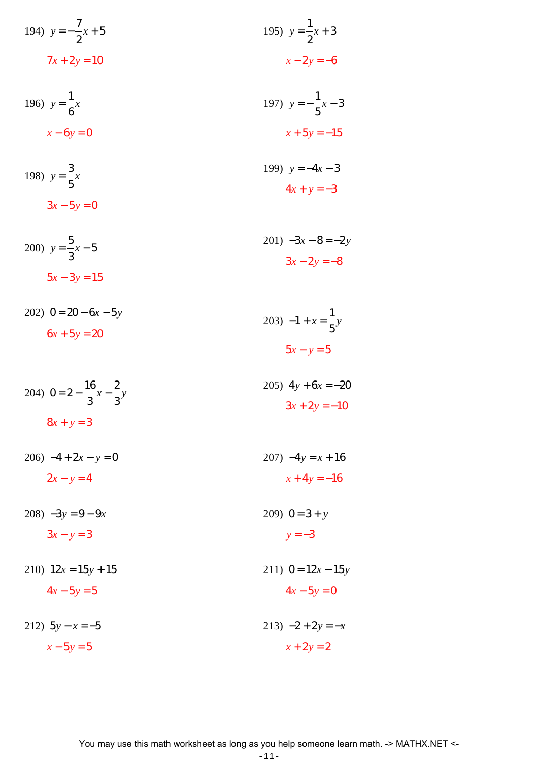194) $y = -\frac{7}{2}x + 5$

$7x + 2y = 10$

195) $y = \frac{1}{2}x + 3$

$x - 2y = -6$

196) $y = \frac{1}{6}x$

$x - 6y = 0$

197) $y = -\frac{1}{5}x - 3$

$x + 5y = -15$

198) $y = \frac{3}{5}x$

$3x - 5y = 0$

199) $y = -4x - 3$

$4x + y = -3$

200) $y = \frac{5}{3}x - 5$

$5x - 3y = 15$

201) $-3x - 8 = -2y$

$3x - 2y = -8$

202) $0 = 20 - 6x - 5y$

$6x + 5y = 20$

203) $-1 + x = \frac{1}{5}y$

$5x - y = 5$

204) $0 = 2 - \frac{16}{3}x - \frac{2}{3}y$

$8x + y = 3$

205) $4y + 6x = -20$

$3x + 2y = -10$

206) $-4 + 2x - y = 0$

$2x - y = 4$

207) $-4y = x + 16$

$x + 4y = -16$

208) $-3y = 9 - 9x$

$3x - y = 3$

209) $0 = 3 + y$

$y = -3$

210) $12x = 15y + 15$

$4x - 5y = 5$

211) $0 = 12x - 15y$

$4x - 5y = 0$

212) $5y - x = -5$

$x - 5y = 5$

213) $-2 + 2y = -x$

$x + 2y = 2$

You may use this math worksheet as long as you help someone learn math. -> MATHX.NET <-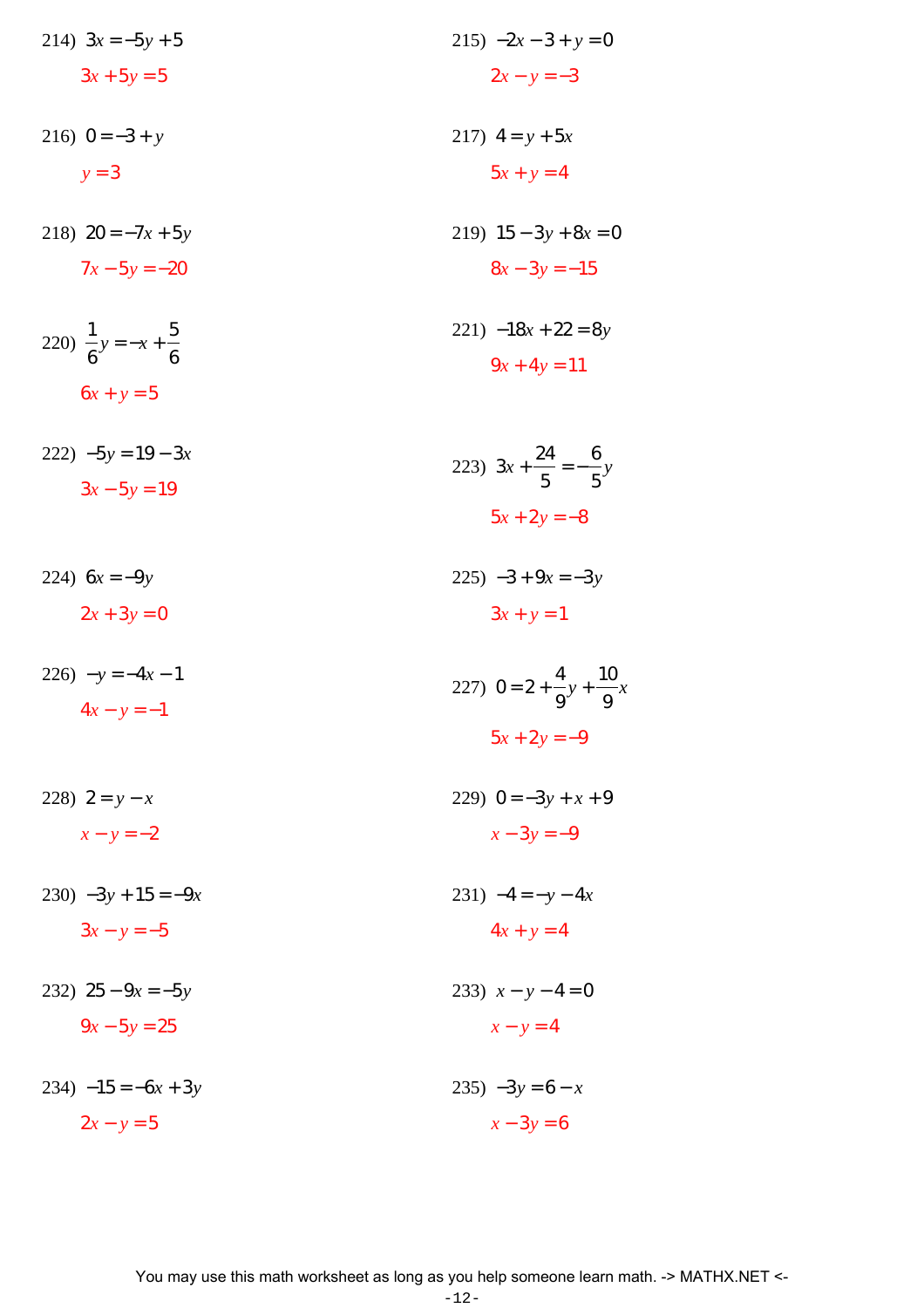214) $3x = -5y + 5$

$3x + 5y = 5$

215) $-2x - 3 + y = 0$

$2x - y = -3$

216) $0 = -3 + y$

$y = 3$

217) $4 = y + 5x$

$5x + y = 4$

218) $20 = -7x + 5y$

$7x - 5y = -20$

219) $15 - 3y + 8x = 0$

$8x - 3y = -15$

220) $\frac{1}{6}y = -x + \frac{5}{6}$

$6x + y = 5$

221) $-18x + 22 = 8y$

$9x + 4y = 11$

222) $-5y = 19 - 3x$

$3x - 5y = 19$

223) $3x + \frac{24}{5} = -\frac{6}{5}y$

$5x + 2y = -8$

224) $6x = -9y$

$2x + 3y = 0$

225) $-3 + 9x = -3y$

$3x + y = 1$

226) $-y = -4x - 1$

$4x - y = -1$

227) $0 = 2 + \frac{4}{9}y + \frac{10}{9}x$

$5x + 2y = -9$

228) $2 = y - x$

$x - y = -2$

229) $0 = -3y + x + 9$

$x - 3y = -9$

230) $-3y + 15 = -9x$

$3x - y = -5$

231) $-4 = -y - 4x$

$4x + y = 4$

232) $25 - 9x = -5y$

$9x - 5y = 25$

233) $x - y - 4 = 0$

$x - y = 4$

234) $-15 = -6x + 3y$

$2x - y = 5$

235) $-3y = 6 - x$

$x - 3y = 6$

You may use this math worksheet as long as you help someone learn math. -> MATHX.NET <-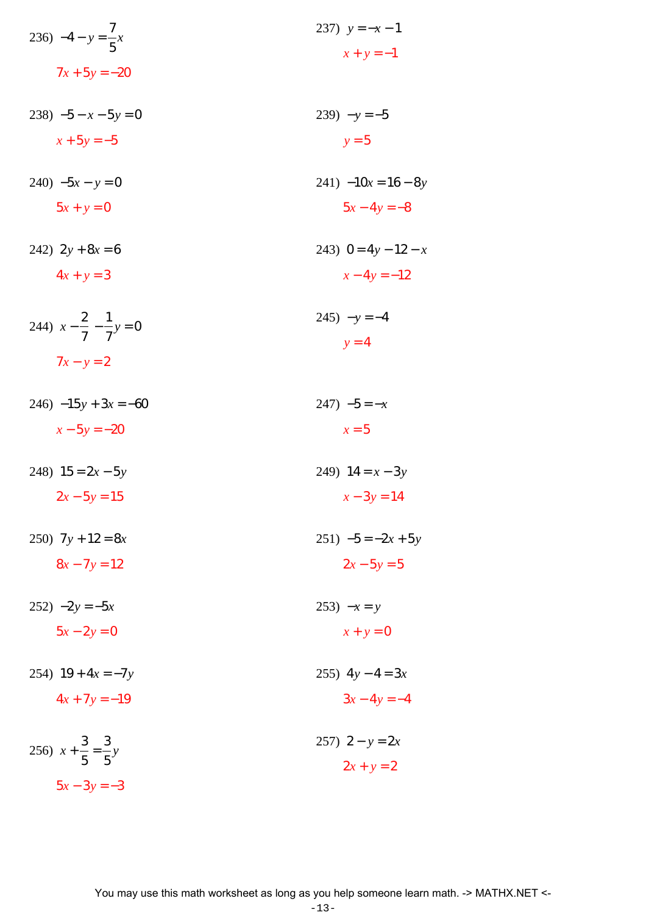236) $-4 - y = \frac{7}{5}x$

$7x + 5y = -20$

237) $y = -x - 1$

$x + y = -1$

238) $-5 - x - 5y = 0$

$x + 5y = -5$

239) $-y = -5$

$y = 5$

240) $-5x - y = 0$

$5x + y = 0$

241) $-10x = 16 - 8y$

$5x - 4y = -8$

242) $2y + 8x = 6$

$4x + y = 3$

243) $0 = 4y - 12 - x$

$x - 4y = -12$

244) $x - \frac{2}{7} - \frac{1}{7}y = 0$

$7x - y = 2$

245) $-y = -4$

$y = 4$

246) $-15y + 3x = -60$

$x - 5y = -20$

247) $-5 = -x$

$x = 5$

248) $15 = 2x - 5y$

$2x - 5y = 15$

249) $14 = x - 3y$

$x - 3y = 14$

250) $7y + 12 = 8x$

$8x - 7y = 12$

251) $-5 = -2x + 5y$

$2x - 5y = 5$

252) $-2y = -5x$

$5x - 2y = 0$

253) $-x = y$

$x + y = 0$

254) $19 + 4x = -7y$

$4x + 7y = -19$

255) $4y - 4 = 3x$

$3x - 4y = -4$

256) $x + \frac{3}{5} = \frac{3}{5}y$

$5x - 3y = -3$

257) $2 - y = 2x$

$2x + y = 2$

You may use this math worksheet as long as you help someone learn math. -> MATHX.NET <-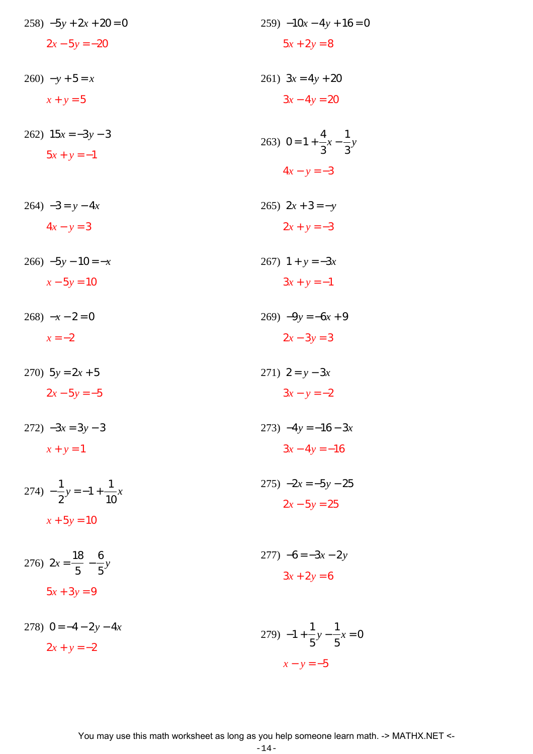258) $-5y + 2x + 20 = 0$

$2x - 5y = -20$

259) $-10x - 4y + 16 = 0$

$5x + 2y = 8$

260) $-y + 5 = x$

$x + y = 5$

261) $3x = 4y + 20$

$3x - 4y = 20$

262) $15x = -3y - 3$

$5x + y = -1$

263) $0 = 1 + \frac{4}{3}x - \frac{1}{3}y$

$4x - y = -3$

264) $-3 = y - 4x$

$4x - y = 3$

265) $2x + 3 = -y$

$2x + y = -3$

266) $-5y - 10 = -x$

$x - 5y = 10$

267) $1 + y = -3x$

$3x + y = -1$

268) $-x - 2 = 0$

$x = -2$

269) $-9y = -6x + 9$

$2x - 3y = 3$

270) $5y = 2x + 5$

$2x - 5y = -5$

271) $2 = y - 3x$

$3x - y = -2$

272) $-3x = 3y - 3$

$x + y = 1$

273) $-4y = -16 - 3x$

$3x - 4y = -16$

274) $-\frac{1}{2}y = -1 + \frac{1}{10}x$

$x + 5y = 10$

275) $-2x = -5y - 25$

$2x - 5y = 25$

276) $2x = \frac{18}{5} - \frac{6}{5}y$

$5x + 3y = 9$

277) $-6 = -3x - 2y$

$3x + 2y = 6$

278) $0 = -4 - 2y - 4x$

$2x + y = -2$

279) $-1 + \frac{1}{5}y - \frac{1}{5}x = 0$

$x - y = -5$

You may use this math worksheet as long as you help someone learn math. -> MATHX.NET <-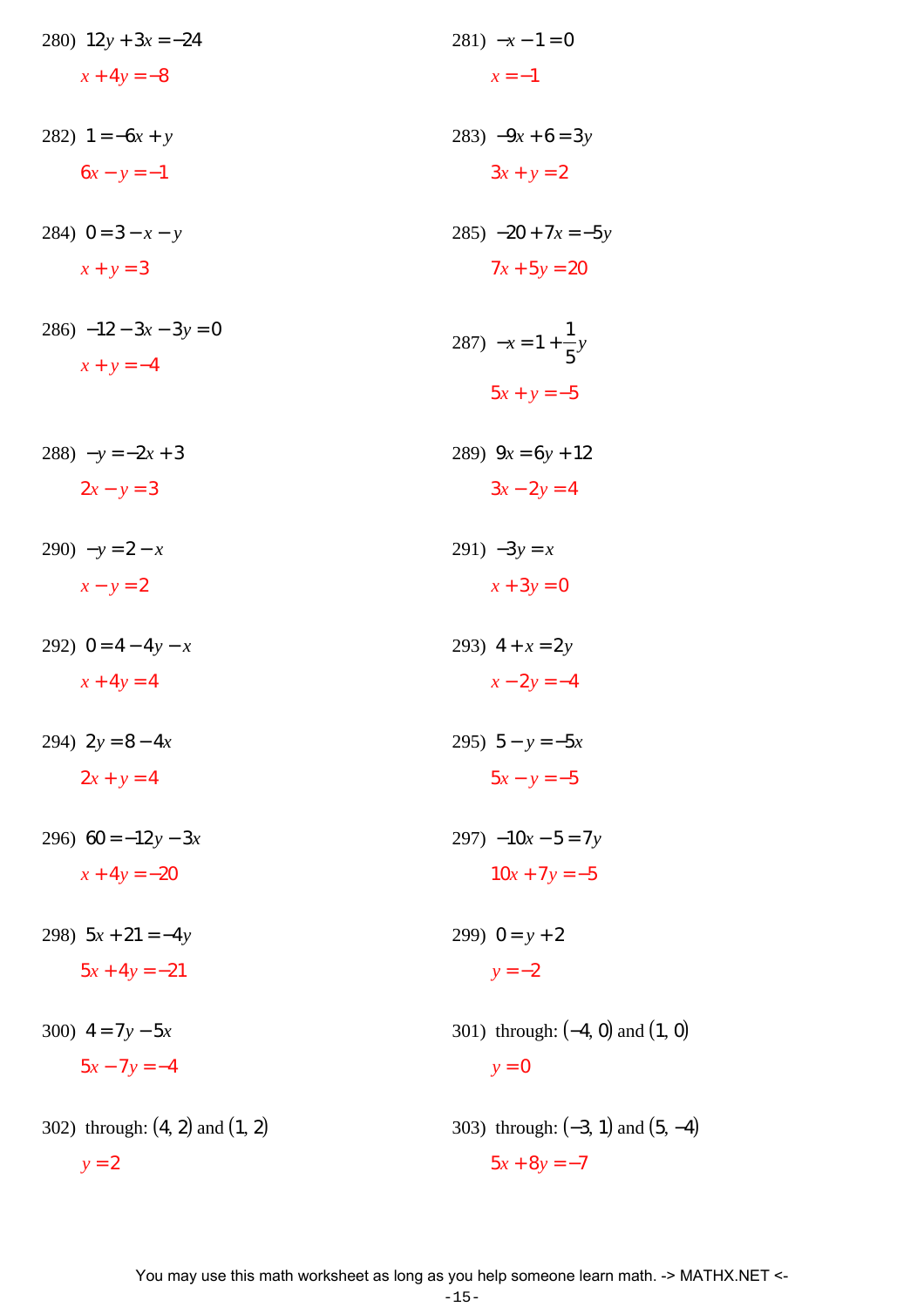280) $12y + 3x = -24$

$x + 4y = -8$

281) $-x - 1 = 0$

$x = -1$

282) $1 = -6x + y$

$6x - y = -1$

283) $-9x + 6 = 3y$

$3x + y = 2$

284) $0 = 3 - x - y$

$x + y = 3$

285) $-20 + 7x = -5y$

$7x + 5y = 20$

286) $-12 - 3x - 3y = 0$

$x + y = -4$

287) $-x = 1 + \frac{1}{5}y$

$5x + y = -5$

288) $-y = -2x + 3$

$2x - y = 3$

289) $9x = 6y + 12$

$3x - 2y = 4$

290) $-y = 2 - x$

$x - y = 2$

291) $-3y = x$

$x + 3y = 0$

292) $0 = 4 - 4y - x$

$x + 4y = 4$

293) $4 + x = 2y$

$x - 2y = -4$

294) $2y = 8 - 4x$

$2x + y = 4$

295) $5 - y = -5x$

$5x - y = -5$

296) $60 = -12y - 3x$

$x + 4y = -20$

297) $-10x - 5 = 7y$

$10x + 7y = -5$

298) $5x + 21 = -4y$

$5x + 4y = -21$

299) $0 = y + 2$

$y = -2$

300) $4 = 7y - 5x$

$5x - 7y = -4$

301) through: $(-4, 0)$ and $(1, 0)$

$y = 0$

302) through: $(4, 2)$ and $(1, 2)$

$y = 2$

303) through: $(-3, 1)$ and $(5, -4)$

$5x + 8y = -7$

You may use this math worksheet as long as you help someone learn math. -> MATHX.NET <-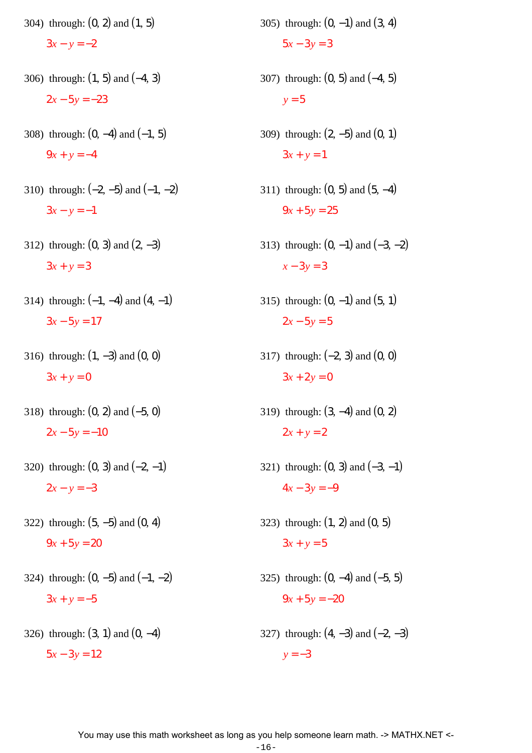304) through: $(0, 2)$ and $(1, 5)$

$3x - y = -2$

305) through: $(0, -1)$ and $(3, 4)$

$5x - 3y = 3$

306) through: $(1, 5)$ and $(-4, 3)$

$2x - 5y = -23$

307) through: $(0, 5)$ and $(-4, 5)$

$y = 5$

308) through: $(0, -4)$ and $(-1, 5)$

$9x + y = -4$

309) through: $(2, -5)$ and $(0, 1)$

$3x + y = 1$

310) through: $(-2, -5)$ and $(-1, -2)$

$3x - y = -1$

311) through: $(0, 5)$ and $(5, -4)$

$9x + 5y = 25$

312) through: $(0, 3)$ and $(2, -3)$

$3x + y = 3$

313) through: $(0, -1)$ and $(-3, -2)$

$x - 3y = 3$

314) through: $(-1, -4)$ and $(4, -1)$

$3x - 5y = 17$

315) through: $(0, -1)$ and $(5, 1)$

$2x - 5y = 5$

316) through: $(1, -3)$ and $(0, 0)$

$3x + y = 0$

317) through: $(-2, 3)$ and $(0, 0)$

$3x + 2y = 0$

318) through: $(0, 2)$ and $(-5, 0)$

$2x - 5y = -10$

319) through: $(3, -4)$ and $(0, 2)$

$2x + y = 2$

320) through: $(0, 3)$ and $(-2, -1)$

$2x - y = -3$

321) through: $(0, 3)$ and $(-3, -1)$

$4x - 3y = -9$

322) through: $(5, -5)$ and $(0, 4)$

$9x + 5y = 20$

323) through: $(1, 2)$ and $(0, 5)$

$3x + y = 5$

324) through: $(0, -5)$ and $(-1, -2)$

$3x + y = -5$

325) through: $(0, -4)$ and $(-5, 5)$

$9x + 5y = -20$

326) through: $(3, 1)$ and $(0, -4)$

$5x - 3y = 12$

327) through: $(4, -3)$ and $(-2, -3)$

$y = -3$

You may use this math worksheet as long as you help someone learn math. -> MATHX.NET <-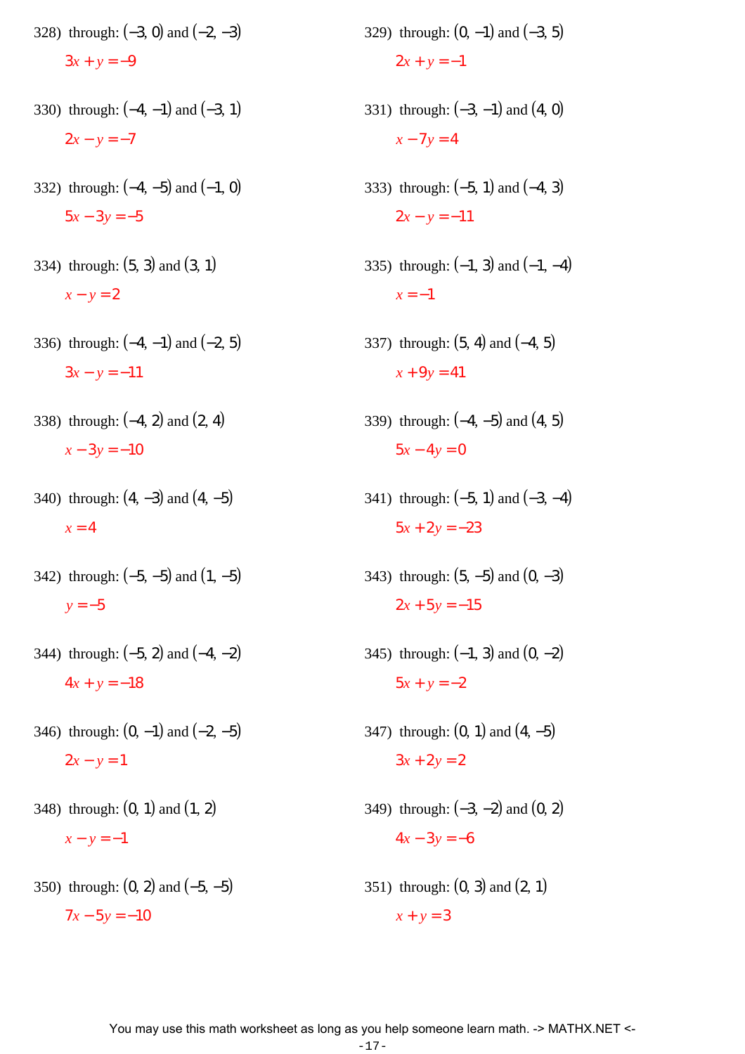328) through: $(-3, 0)$ and $(-2, -3)$

$3x + y = -9$

329) through: $(0, -1)$ and $(-3, 5)$

$2x + y = -1$

330) through: $(-4, -1)$ and $(-3, 1)$

$2x - y = -7$

331) through: $(-3, -1)$ and $(4, 0)$

$x - 7y = 4$

332) through: $(-4, -5)$ and $(-1, 0)$

$5x - 3y = -5$

333) through: $(-5, 1)$ and $(-4, 3)$

$2x - y = -11$

334) through: $(5, 3)$ and $(3, 1)$

$x - y = 2$

335) through: $(-1, 3)$ and $(-1, -4)$

$x = -1$

336) through: $(-4, -1)$ and $(-2, 5)$

$3x - y = -11$

337) through: $(5, 4)$ and $(-4, 5)$

$x + 9y = 41$

338) through: $(-4, 2)$ and $(2, 4)$

$x - 3y = -10$

339) through: $(-4, -5)$ and $(4, 5)$

$5x - 4y = 0$

340) through: $(4, -3)$ and $(4, -5)$

$x = 4$

341) through: $(-5, 1)$ and $(-3, -4)$

$5x + 2y = -23$

342) through: $(-5, -5)$ and $(1, -5)$

$y = -5$

343) through: $(5, -5)$ and $(0, -3)$

$2x + 5y = -15$

344) through: $(-5, 2)$ and $(-4, -2)$

$4x + y = -18$

345) through: $(-1, 3)$ and $(0, -2)$

$5x + y = -2$

346) through: $(0, -1)$ and $(-2, -5)$

$2x - y = 1$

347) through: $(0, 1)$ and $(4, -5)$

$3x + 2y = 2$

348) through: $(0, 1)$ and $(1, 2)$

$x - y = -1$

349) through: $(-3, -2)$ and $(0, 2)$

$4x - 3y = -6$

350) through: $(0, 2)$ and $(-5, -5)$

$7x - 5y = -10$

351) through: $(0, 3)$ and $(2, 1)$

$x + y = 3$

You may use this math worksheet as long as you help someone learn math. -> MATHX.NET <-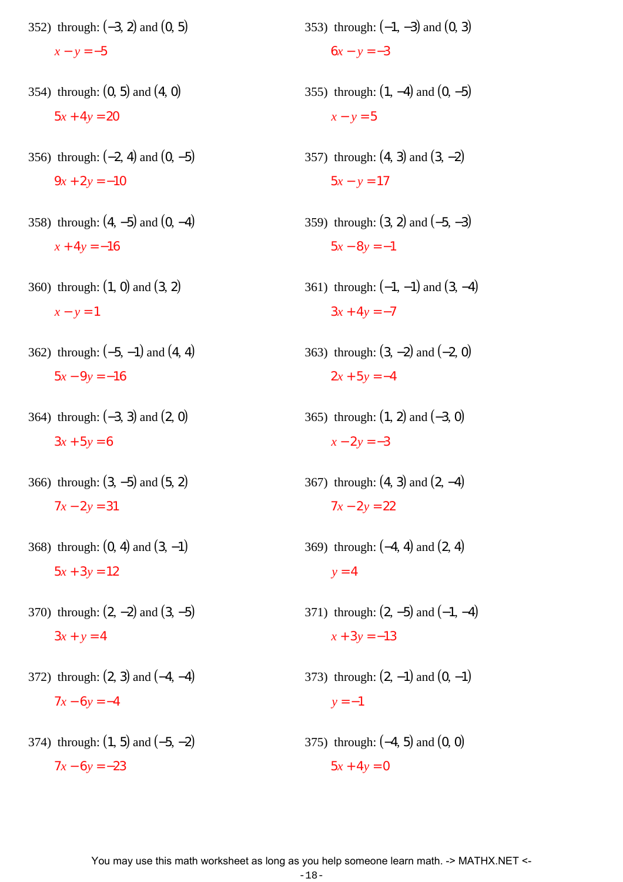352) through: $(-3, 2)$ and $(0, 5)$

$x - y = -5$

353) through: $(-1, -3)$ and $(0, 3)$

$6x - y = -3$

354) through: $(0, 5)$ and $(4, 0)$

$5x + 4y = 20$

355) through: $(1, -4)$ and $(0, -5)$

$x - y = 5$

356) through: $(-2, 4)$ and $(0, -5)$

$9x + 2y = -10$

357) through: $(4, 3)$ and $(3, -2)$

$5x - y = 17$

358) through: $(4, -5)$ and $(0, -4)$

$x + 4y = -16$

359) through: $(3, 2)$ and $(-5, -3)$

$5x - 8y = -1$

360) through: $(1, 0)$ and $(3, 2)$

$x - y = 1$

361) through: $(-1, -1)$ and $(3, -4)$

$3x + 4y = -7$

362) through: $(-5, -1)$ and $(4, 4)$

$5x - 9y = -16$

363) through: $(3, -2)$ and $(-2, 0)$

$2x + 5y = -4$

364) through: $(-3, 3)$ and $(2, 0)$

$3x + 5y = 6$

365) through: $(1, 2)$ and $(-3, 0)$

$x - 2y = -3$

366) through: $(3, -5)$ and $(5, 2)$

$7x - 2y = 31$

367) through: $(4, 3)$ and $(2, -4)$

$7x - 2y = 22$

368) through: $(0, 4)$ and $(3, -1)$

$5x + 3y = 12$

369) through: $(-4, 4)$ and $(2, 4)$

$y = 4$

370) through: $(2, -2)$ and $(3, -5)$

$3x + y = 4$

371) through: $(2, -5)$ and $(-1, -4)$

$x + 3y = -13$

372) through: $(2, 3)$ and $(-4, -4)$

$7x - 6y = -4$

373) through: $(2, -1)$ and $(0, -1)$

$y = -1$

374) through: $(1, 5)$ and $(-5, -2)$

$7x - 6y = -23$

375) through: $(-4, 5)$ and $(0, 0)$

$5x + 4y = 0$

You may use this math worksheet as long as you help someone learn math. -> MATHX.NET <-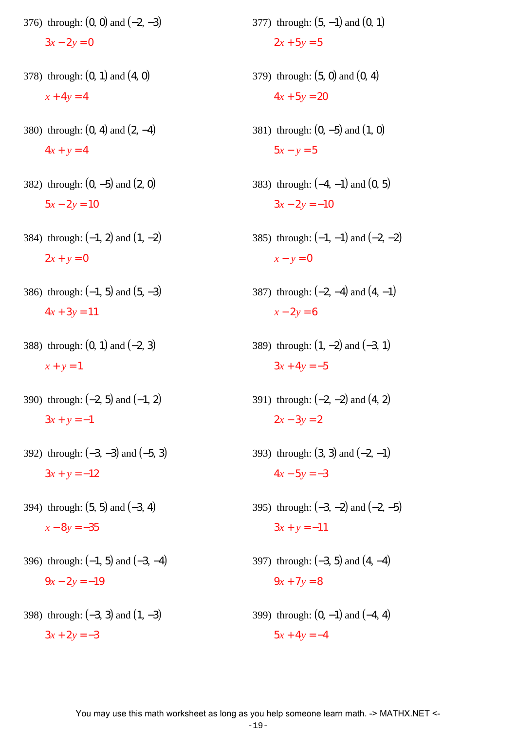376) through: $(0, 0)$ and $(-2, -3)$

$3x - 2y = 0$

377) through: $(5, -1)$ and $(0, 1)$

$2x + 5y = 5$

378) through: $(0, 1)$ and $(4, 0)$

$x + 4y = 4$

379) through: $(5, 0)$ and $(0, 4)$

$4x + 5y = 20$

380) through: $(0, 4)$ and $(2, -4)$

$4x + y = 4$

381) through: $(0, -5)$ and $(1, 0)$

$5x - y = 5$

382) through: $(0, -5)$ and $(2, 0)$

$5x - 2y = 10$

383) through: $(-4, -1)$ and $(0, 5)$

$3x - 2y = -10$

384) through: $(-1, 2)$ and $(1, -2)$

$2x + y = 0$

385) through: $(-1, -1)$ and $(-2, -2)$

$x - y = 0$

386) through: $(-1, 5)$ and $(5, -3)$

$4x + 3y = 11$

387) through: $(-2, -4)$ and $(4, -1)$

$x - 2y = 6$

388) through: $(0, 1)$ and $(-2, 3)$

$x + y = 1$

389) through: $(1, -2)$ and $(-3, 1)$

$3x + 4y = -5$

390) through: $(-2, 5)$ and $(-1, 2)$

$3x + y = -1$

391) through: $(-2, -2)$ and $(4, 2)$

$2x - 3y = 2$

392) through: $(-3, -3)$ and $(-5, 3)$

$3x + y = -12$

393) through: $(3, 3)$ and $(-2, -1)$

$4x - 5y = -3$

394) through: $(5, 5)$ and $(-3, 4)$

$x - 8y = -35$

395) through: $(-3, -2)$ and $(-2, -5)$

$3x + y = -11$

396) through: $(-1, 5)$ and $(-3, -4)$

$9x - 2y = -19$

397) through: $(-3, 5)$ and $(4, -4)$

$9x + 7y = 8$

398) through: $(-3, 3)$ and $(1, -3)$

$3x + 2y = -3$

399) through: $(0, -1)$ and $(-4, 4)$

$5x + 4y = -4$

You may use this math worksheet as long as you help someone learn math. -> MATHX.NET <-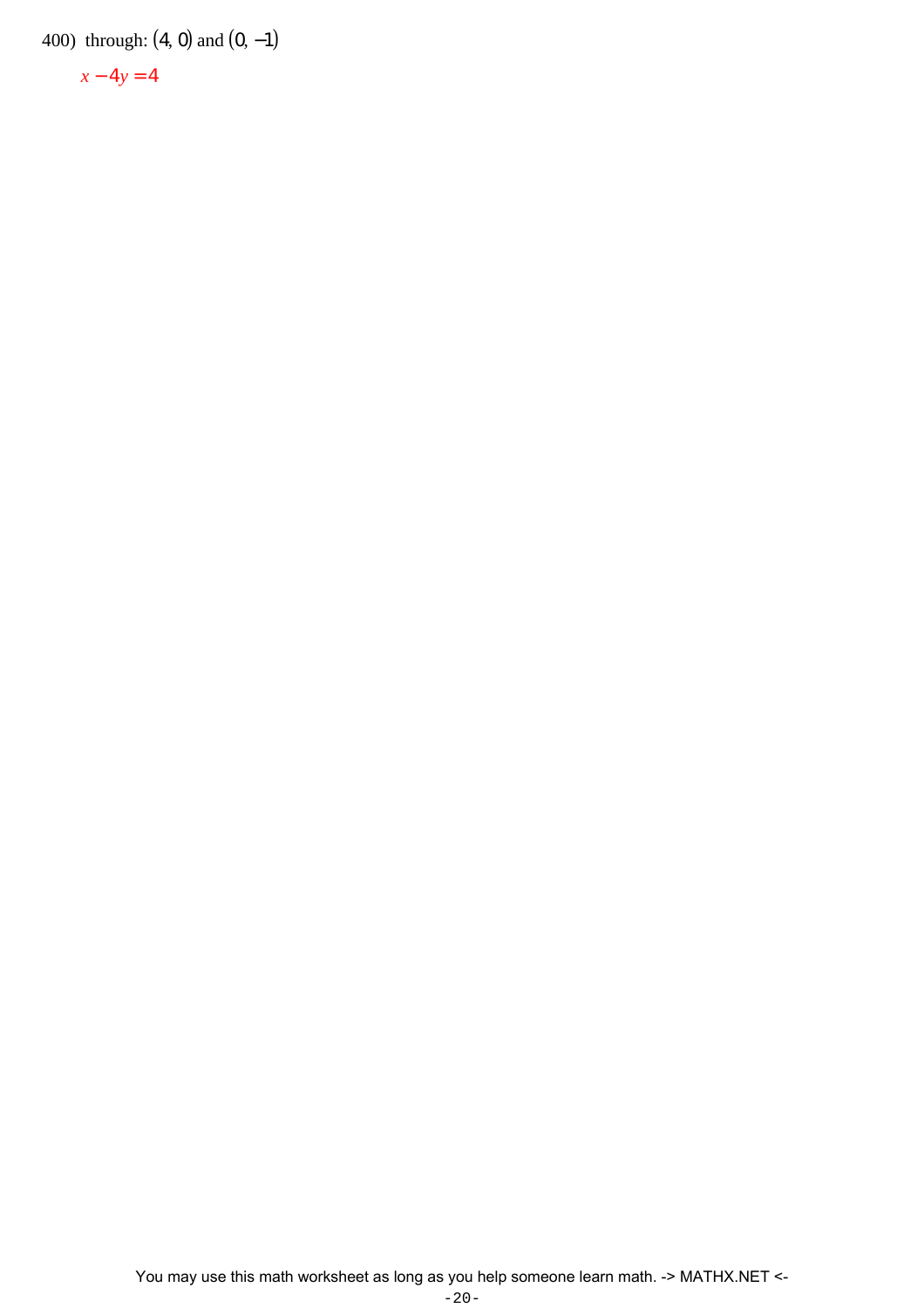400) through: $(4, 0)$ and $(0, -1)$

$x - 4y = 4$